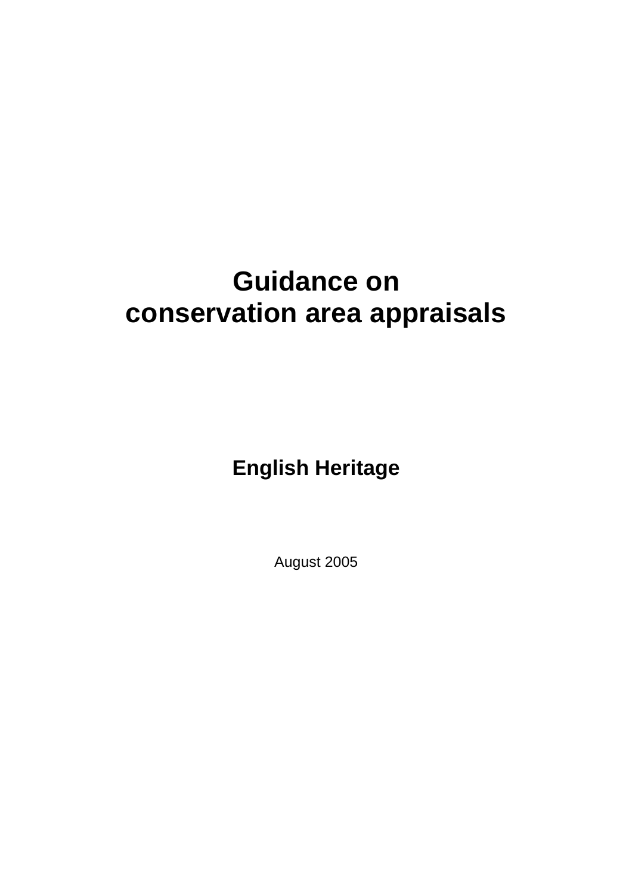# Guidance on conservation area appraisals

**English Heritage**

August 2005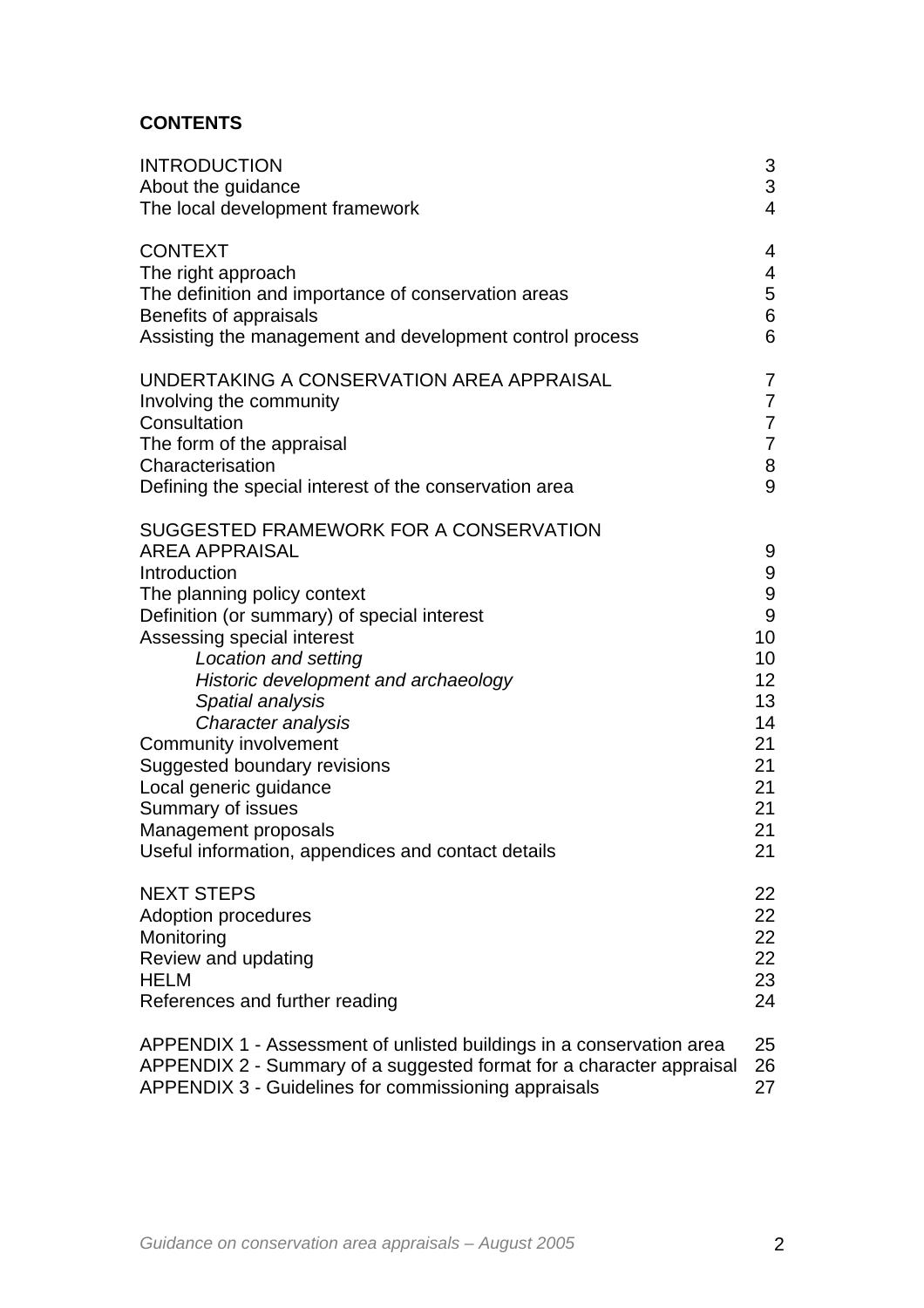**CONTENTS**

| | |
|---|---|
| INTRODUCTION | 3 |
| About the guidance | 3 |
| The local development framework | 4 |
| | |
| CONTEXT | 4 |
| The right approach | 4 |
| The definition and importance of conservation areas | 5 |
| Benefits of appraisals | 6 |
| Assisting the management and development control process | 6 |
| | |
| UNDERTAKING A CONSERVATION AREA APPRAISAL | 7 |
| Involving the community | 7 |
| Consultation | 7 |
| The form of the appraisal | 7 |
| Characterisation | 8 |
| Defining the special interest of the conservation area | 9 |
| | |
| SUGGESTED FRAMEWORK FOR A CONSERVATION AREA APPRAISAL | 9 |
| Introduction | 9 |
| The planning policy context | 9 |
| Definition (or summary) of special interest | 9 |
| Assessing special interest | 10 |
| *Location and setting* | 10 |
| *Historic development and archaeology* | 12 |
| *Spatial analysis* | 13 |
| *Character analysis* | 14 |
| Community involvement | 21 |
| Suggested boundary revisions | 21 |
| Local generic guidance | 21 |
| Summary of issues | 21 |
| Management proposals | 21 |
| Useful information, appendices and contact details | 21 |
| | |
| NEXT STEPS | 22 |
| Adoption procedures | 22 |
| Monitoring | 22 |
| Review and updating | 22 |
| HELM | 23 |
| References and further reading | 24 |
| | |
| APPENDIX 1 - Assessment of unlisted buildings in a conservation area | 25 |
| APPENDIX 2 - Summary of a suggested format for a character appraisal | 26 |
| APPENDIX 3 - Guidelines for commissioning appraisals | 27 |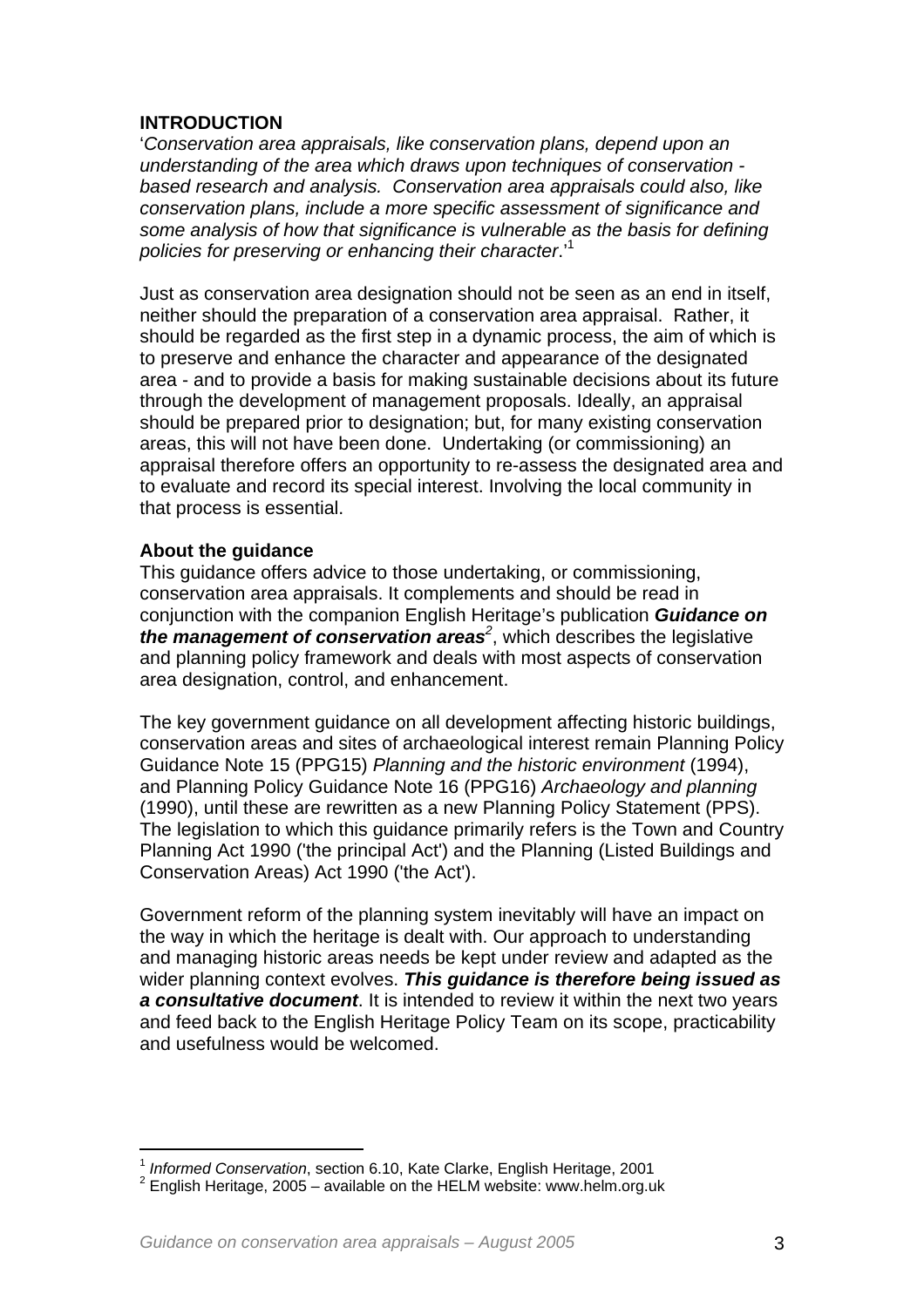## INTRODUCTION

'*Conservation area appraisals, like conservation plans, depend upon an understanding of the area which draws upon techniques of conservation - based research and analysis. Conservation area appraisals could also, like conservation plans, include a more specific assessment of significance and some analysis of how that significance is vulnerable as the basis for defining policies for preserving or enhancing their character*.'[1]

Just as conservation area designation should not be seen as an end in itself, neither should the preparation of a conservation area appraisal. Rather, it should be regarded as the first step in a dynamic process, the aim of which is to preserve and enhance the character and appearance of the designated area - and to provide a basis for making sustainable decisions about its future through the development of management proposals. Ideally, an appraisal should be prepared prior to designation; but, for many existing conservation areas, this will not have been done. Undertaking (or commissioning) an appraisal therefore offers an opportunity to re-assess the designated area and to evaluate and record its special interest. Involving the local community in that process is essential.

### About the guidance

This guidance offers advice to those undertaking, or commissioning, conservation area appraisals. It complements and should be read in conjunction with the companion English Heritage's publication ***Guidance on the management of conservation areas***[2], which describes the legislative and planning policy framework and deals with most aspects of conservation area designation, control, and enhancement.

The key government guidance on all development affecting historic buildings, conservation areas and sites of archaeological interest remain Planning Policy Guidance Note 15 (PPG15) *Planning and the historic environment* (1994), and Planning Policy Guidance Note 16 (PPG16) *Archaeology and planning* (1990), until these are rewritten as a new Planning Policy Statement (PPS). The legislation to which this guidance primarily refers is the Town and Country Planning Act 1990 ('the principal Act') and the Planning (Listed Buildings and Conservation Areas) Act 1990 ('the Act').

Government reform of the planning system inevitably will have an impact on the way in which the heritage is dealt with. Our approach to understanding and managing historic areas needs be kept under review and adapted as the wider planning context evolves. ***This guidance is therefore being issued as a consultative document***. It is intended to review it within the next two years and feed back to the English Heritage Policy Team on its scope, practicability and usefulness would be welcomed.

---

[1] *Informed Conservation*, section 6.10, Kate Clarke, English Heritage, 2001

[2] English Heritage, 2005 – available on the HELM website: www.helm.org.uk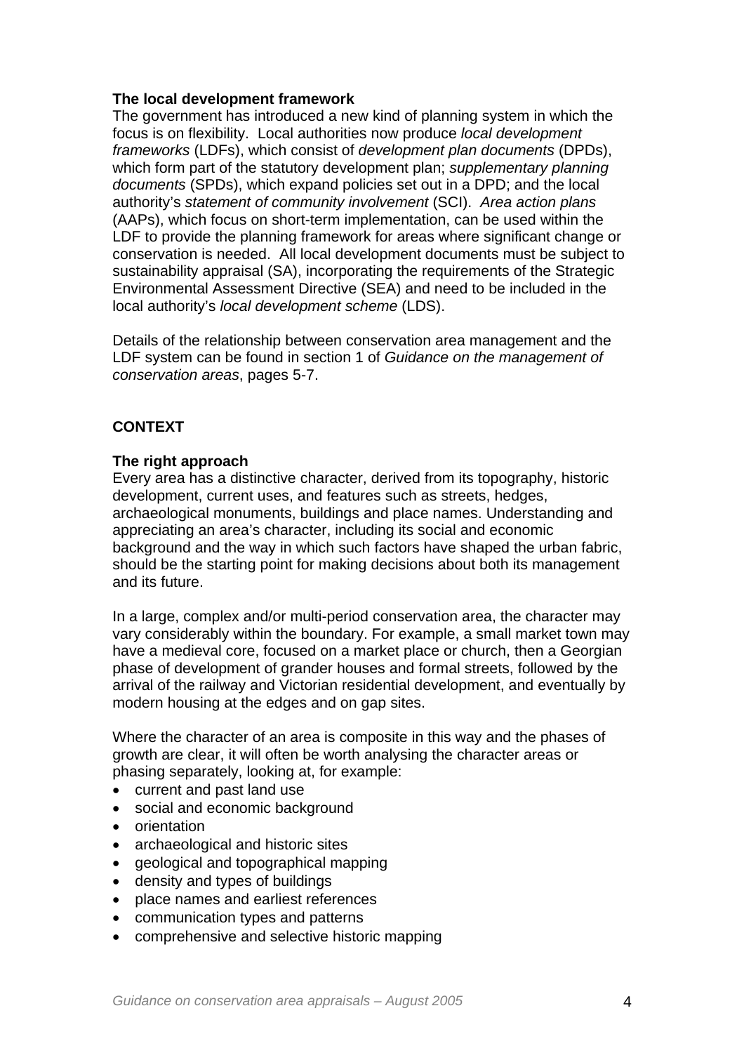**The local development framework**

The government has introduced a new kind of planning system in which the focus is on flexibility. Local authorities now produce *local development frameworks* (LDFs), which consist of *development plan documents* (DPDs), which form part of the statutory development plan; *supplementary planning documents* (SPDs), which expand policies set out in a DPD; and the local authority's *statement of community involvement* (SCI). *Area action plans* (AAPs), which focus on short-term implementation, can be used within the LDF to provide the planning framework for areas where significant change or conservation is needed. All local development documents must be subject to sustainability appraisal (SA), incorporating the requirements of the Strategic Environmental Assessment Directive (SEA) and need to be included in the local authority's *local development scheme* (LDS).

Details of the relationship between conservation area management and the LDF system can be found in section 1 of *Guidance on the management of conservation areas*, pages 5-7.

## CONTEXT

**The right approach**

Every area has a distinctive character, derived from its topography, historic development, current uses, and features such as streets, hedges, archaeological monuments, buildings and place names. Understanding and appreciating an area's character, including its social and economic background and the way in which such factors have shaped the urban fabric, should be the starting point for making decisions about both its management and its future.

In a large, complex and/or multi-period conservation area, the character may vary considerably within the boundary. For example, a small market town may have a medieval core, focused on a market place or church, then a Georgian phase of development of grander houses and formal streets, followed by the arrival of the railway and Victorian residential development, and eventually by modern housing at the edges and on gap sites.

Where the character of an area is composite in this way and the phases of growth are clear, it will often be worth analysing the character areas or phasing separately, looking at, for example:

- current and past land use
- social and economic background
- orientation
- archaeological and historic sites
- geological and topographical mapping
- density and types of buildings
- place names and earliest references
- communication types and patterns
- comprehensive and selective historic mapping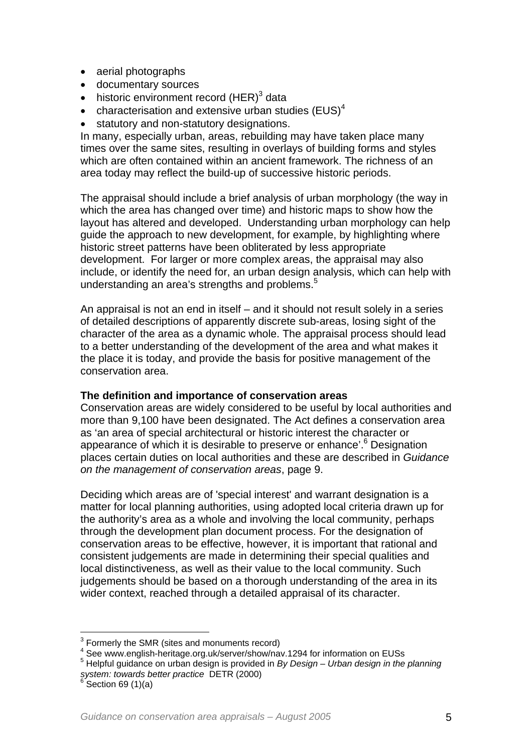- aerial photographs
- documentary sources
- historic environment record (HER)[3] data
- characterisation and extensive urban studies (EUS)[4]
- statutory and non-statutory designations.

In many, especially urban, areas, rebuilding may have taken place many times over the same sites, resulting in overlays of building forms and styles which are often contained within an ancient framework. The richness of an area today may reflect the build-up of successive historic periods.

The appraisal should include a brief analysis of urban morphology (the way in which the area has changed over time) and historic maps to show how the layout has altered and developed. Understanding urban morphology can help guide the approach to new development, for example, by highlighting where historic street patterns have been obliterated by less appropriate development. For larger or more complex areas, the appraisal may also include, or identify the need for, an urban design analysis, which can help with understanding an area's strengths and problems.[5]

An appraisal is not an end in itself – and it should not result solely in a series of detailed descriptions of apparently discrete sub-areas, losing sight of the character of the area as a dynamic whole. The appraisal process should lead to a better understanding of the development of the area and what makes it the place it is today, and provide the basis for positive management of the conservation area.

**The definition and importance of conservation areas**

Conservation areas are widely considered to be useful by local authorities and more than 9,100 have been designated. The Act defines a conservation area as 'an area of special architectural or historic interest the character or appearance of which it is desirable to preserve or enhance'.[6] Designation places certain duties on local authorities and these are described in *Guidance on the management of conservation areas*, page 9.

Deciding which areas are of 'special interest' and warrant designation is a matter for local planning authorities, using adopted local criteria drawn up for the authority's area as a whole and involving the local community, perhaps through the development plan document process. For the designation of conservation areas to be effective, however, it is important that rational and consistent judgements are made in determining their special qualities and local distinctiveness, as well as their value to the local community. Such judgements should be based on a thorough understanding of the area in its wider context, reached through a detailed appraisal of its character.

---

[3] Formerly the SMR (sites and monuments record)

[4] See www.english-heritage.org.uk/server/show/nav.1294 for information on EUSs

[5] Helpful guidance on urban design is provided in *By Design – Urban design in the planning system: towards better practice* DETR (2000)

[6] Section 69 (1)(a)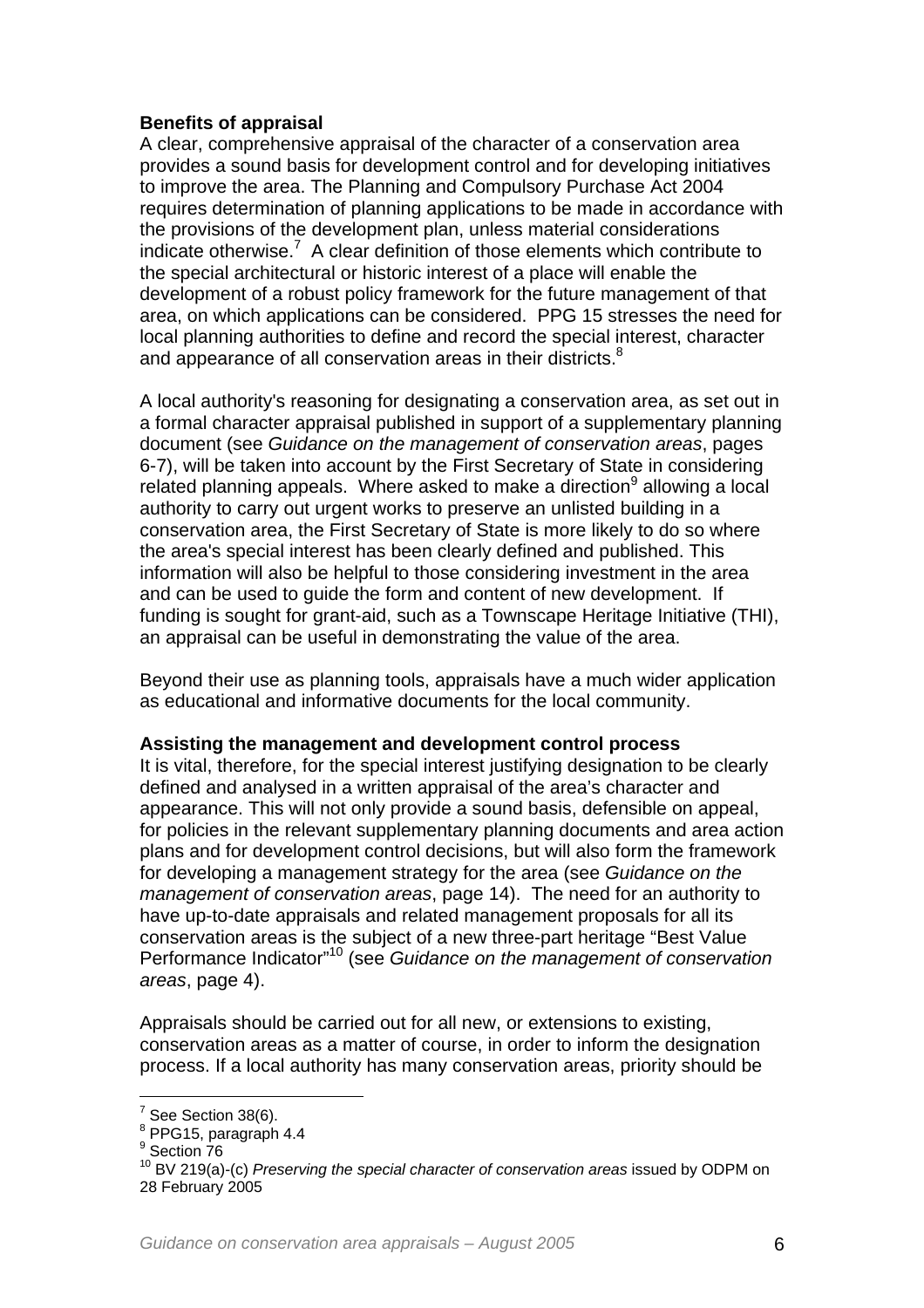**Benefits of appraisal**

A clear, comprehensive appraisal of the character of a conservation area provides a sound basis for development control and for developing initiatives to improve the area. The Planning and Compulsory Purchase Act 2004 requires determination of planning applications to be made in accordance with the provisions of the development plan, unless material considerations indicate otherwise.[7] A clear definition of those elements which contribute to the special architectural or historic interest of a place will enable the development of a robust policy framework for the future management of that area, on which applications can be considered. PPG 15 stresses the need for local planning authorities to define and record the special interest, character and appearance of all conservation areas in their districts.[8]

A local authority's reasoning for designating a conservation area, as set out in a formal character appraisal published in support of a supplementary planning document (see *Guidance on the management of conservation areas*, pages 6-7), will be taken into account by the First Secretary of State in considering related planning appeals. Where asked to make a direction[9] allowing a local authority to carry out urgent works to preserve an unlisted building in a conservation area, the First Secretary of State is more likely to do so where the area's special interest has been clearly defined and published. This information will also be helpful to those considering investment in the area and can be used to guide the form and content of new development. If funding is sought for grant-aid, such as a Townscape Heritage Initiative (THI), an appraisal can be useful in demonstrating the value of the area.

Beyond their use as planning tools, appraisals have a much wider application as educational and informative documents for the local community.

**Assisting the management and development control process**

It is vital, therefore, for the special interest justifying designation to be clearly defined and analysed in a written appraisal of the area's character and appearance. This will not only provide a sound basis, defensible on appeal, for policies in the relevant supplementary planning documents and area action plans and for development control decisions, but will also form the framework for developing a management strategy for the area (see *Guidance on the management of conservation areas*, page 14). The need for an authority to have up-to-date appraisals and related management proposals for all its conservation areas is the subject of a new three-part heritage "Best Value Performance Indicator"[10] (see *Guidance on the management of conservation areas*, page 4).

Appraisals should be carried out for all new, or extensions to existing, conservation areas as a matter of course, in order to inform the designation process. If a local authority has many conservation areas, priority should be

---

[7] See Section 38(6).
[8] PPG15, paragraph 4.4
[9] Section 76
[10] BV 219(a)-(c) *Preserving the special character of conservation areas* issued by ODPM on 28 February 2005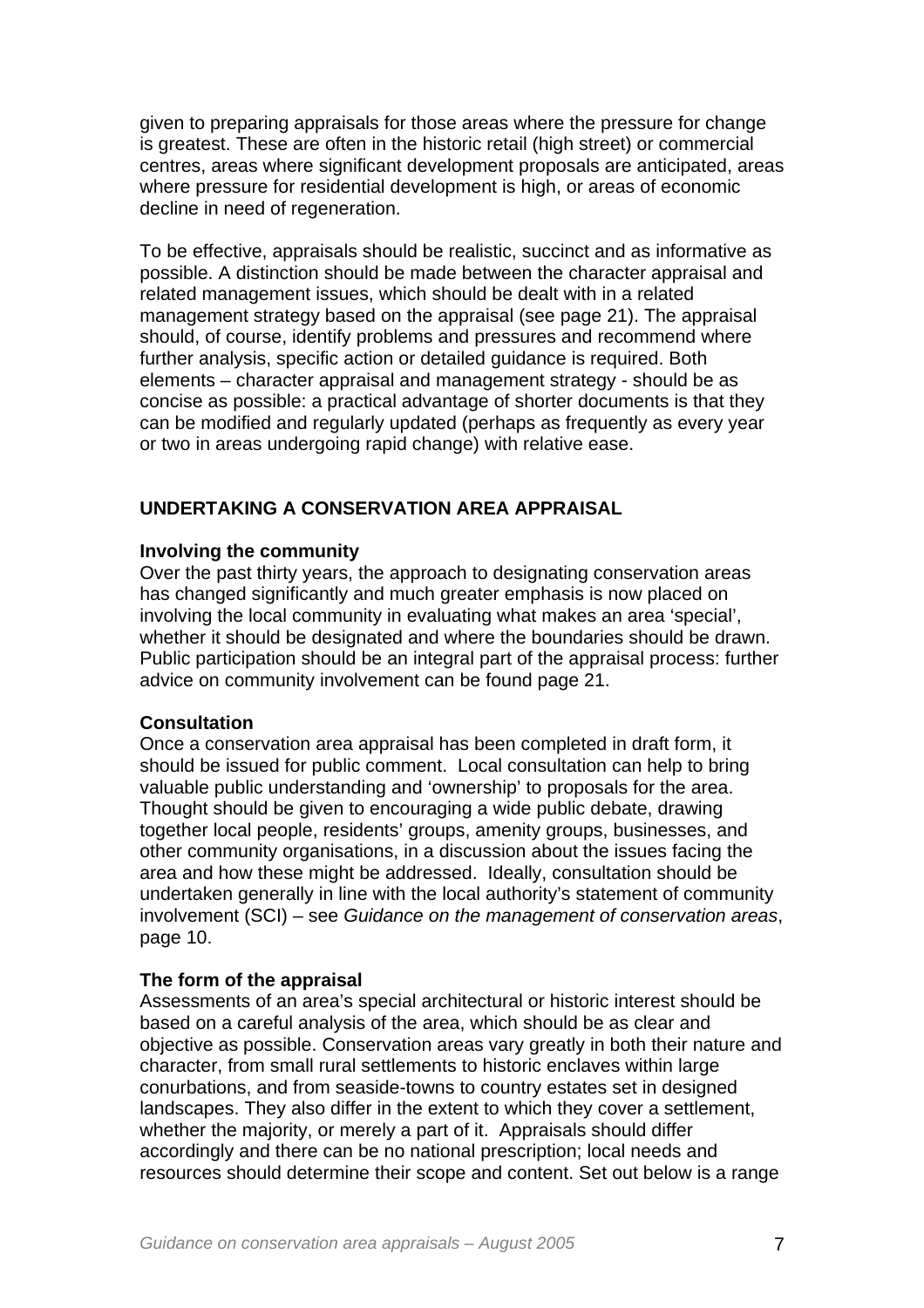given to preparing appraisals for those areas where the pressure for change is greatest. These are often in the historic retail (high street) or commercial centres, areas where significant development proposals are anticipated, areas where pressure for residential development is high, or areas of economic decline in need of regeneration.

To be effective, appraisals should be realistic, succinct and as informative as possible. A distinction should be made between the character appraisal and related management issues, which should be dealt with in a related management strategy based on the appraisal (see page 21). The appraisal should, of course, identify problems and pressures and recommend where further analysis, specific action or detailed guidance is required. Both elements – character appraisal and management strategy - should be as concise as possible: a practical advantage of shorter documents is that they can be modified and regularly updated (perhaps as frequently as every year or two in areas undergoing rapid change) with relative ease.

## UNDERTAKING A CONSERVATION AREA APPRAISAL

### Involving the community

Over the past thirty years, the approach to designating conservation areas has changed significantly and much greater emphasis is now placed on involving the local community in evaluating what makes an area 'special', whether it should be designated and where the boundaries should be drawn. Public participation should be an integral part of the appraisal process: further advice on community involvement can be found page 21.

### Consultation

Once a conservation area appraisal has been completed in draft form, it should be issued for public comment. Local consultation can help to bring valuable public understanding and 'ownership' to proposals for the area. Thought should be given to encouraging a wide public debate, drawing together local people, residents' groups, amenity groups, businesses, and other community organisations, in a discussion about the issues facing the area and how these might be addressed. Ideally, consultation should be undertaken generally in line with the local authority's statement of community involvement (SCI) – see *Guidance on the management of conservation areas*, page 10.

### The form of the appraisal

Assessments of an area's special architectural or historic interest should be based on a careful analysis of the area, which should be as clear and objective as possible. Conservation areas vary greatly in both their nature and character, from small rural settlements to historic enclaves within large conurbations, and from seaside-towns to country estates set in designed landscapes. They also differ in the extent to which they cover a settlement, whether the majority, or merely a part of it. Appraisals should differ accordingly and there can be no national prescription; local needs and resources should determine their scope and content. Set out below is a range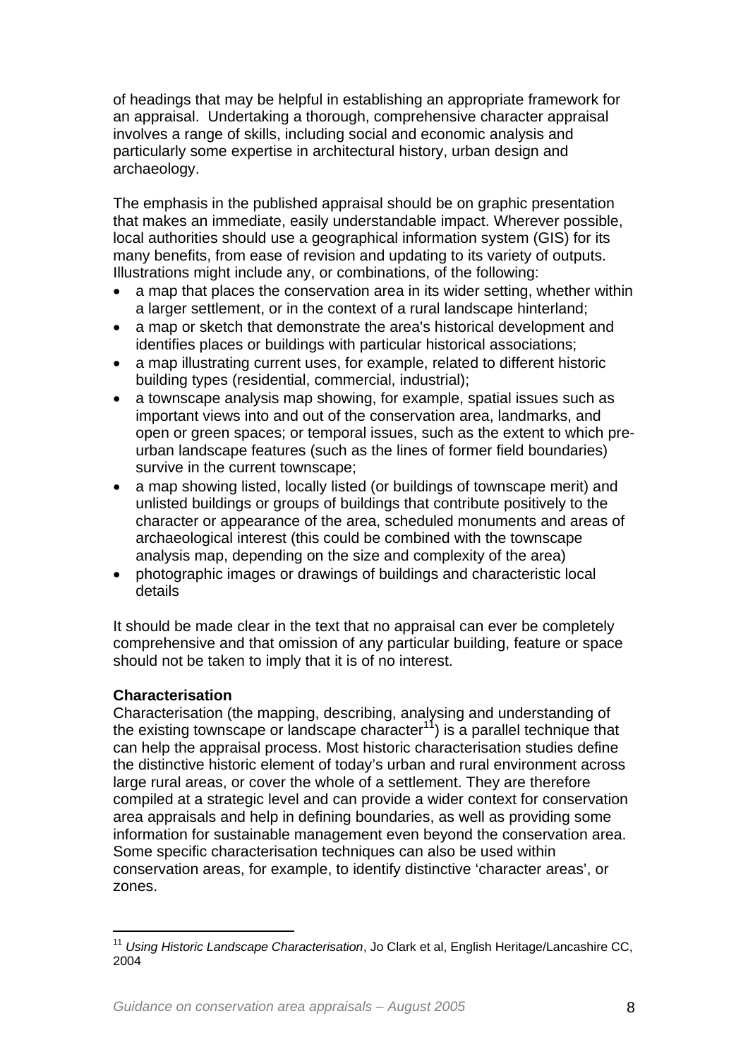of headings that may be helpful in establishing an appropriate framework for an appraisal. Undertaking a thorough, comprehensive character appraisal involves a range of skills, including social and economic analysis and particularly some expertise in architectural history, urban design and archaeology.

The emphasis in the published appraisal should be on graphic presentation that makes an immediate, easily understandable impact. Wherever possible, local authorities should use a geographical information system (GIS) for its many benefits, from ease of revision and updating to its variety of outputs. Illustrations might include any, or combinations, of the following:

- a map that places the conservation area in its wider setting, whether within a larger settlement, or in the context of a rural landscape hinterland;
- a map or sketch that demonstrate the area's historical development and identifies places or buildings with particular historical associations;
- a map illustrating current uses, for example, related to different historic building types (residential, commercial, industrial);
- a townscape analysis map showing, for example, spatial issues such as important views into and out of the conservation area, landmarks, and open or green spaces; or temporal issues, such as the extent to which pre-urban landscape features (such as the lines of former field boundaries) survive in the current townscape;
- a map showing listed, locally listed (or buildings of townscape merit) and unlisted buildings or groups of buildings that contribute positively to the character or appearance of the area, scheduled monuments and areas of archaeological interest (this could be combined with the townscape analysis map, depending on the size and complexity of the area)
- photographic images or drawings of buildings and characteristic local details

It should be made clear in the text that no appraisal can ever be completely comprehensive and that omission of any particular building, feature or space should not be taken to imply that it is of no interest.

**Characterisation**

Characterisation (the mapping, describing, analysing and understanding of the existing townscape or landscape character[11]) is a parallel technique that can help the appraisal process. Most historic characterisation studies define the distinctive historic element of today's urban and rural environment across large rural areas, or cover the whole of a settlement. They are therefore compiled at a strategic level and can provide a wider context for conservation area appraisals and help in defining boundaries, as well as providing some information for sustainable management even beyond the conservation area. Some specific characterisation techniques can also be used within conservation areas, for example, to identify distinctive 'character areas', or zones.

---

[11] *Using Historic Landscape Characterisation*, Jo Clark et al, English Heritage/Lancashire CC, 2004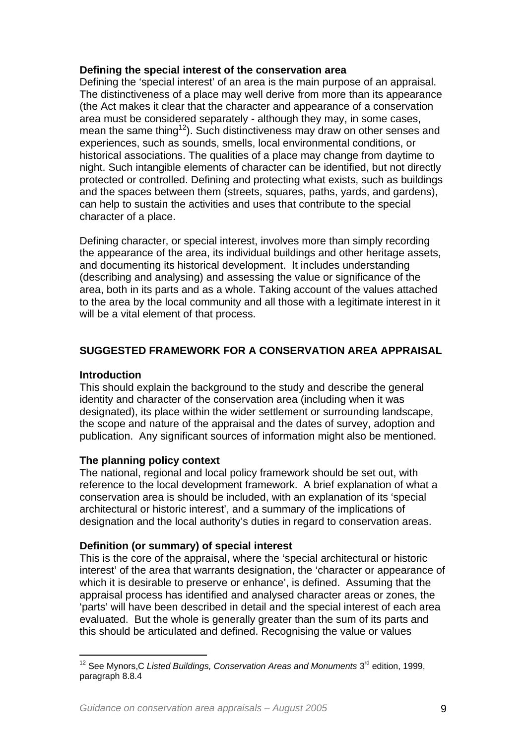**Defining the special interest of the conservation area**

Defining the 'special interest' of an area is the main purpose of an appraisal. The distinctiveness of a place may well derive from more than its appearance (the Act makes it clear that the character and appearance of a conservation area must be considered separately - although they may, in some cases, mean the same thing[12]). Such distinctiveness may draw on other senses and experiences, such as sounds, smells, local environmental conditions, or historical associations. The qualities of a place may change from daytime to night. Such intangible elements of character can be identified, but not directly protected or controlled. Defining and protecting what exists, such as buildings and the spaces between them (streets, squares, paths, yards, and gardens), can help to sustain the activities and uses that contribute to the special character of a place.

Defining character, or special interest, involves more than simply recording the appearance of the area, its individual buildings and other heritage assets, and documenting its historical development. It includes understanding (describing and analysing) and assessing the value or significance of the area, both in its parts and as a whole. Taking account of the values attached to the area by the local community and all those with a legitimate interest in it will be a vital element of that process.

## SUGGESTED FRAMEWORK FOR A CONSERVATION AREA APPRAISAL

**Introduction**

This should explain the background to the study and describe the general identity and character of the conservation area (including when it was designated), its place within the wider settlement or surrounding landscape, the scope and nature of the appraisal and the dates of survey, adoption and publication. Any significant sources of information might also be mentioned.

**The planning policy context**

The national, regional and local policy framework should be set out, with reference to the local development framework. A brief explanation of what a conservation area is should be included, with an explanation of its 'special architectural or historic interest', and a summary of the implications of designation and the local authority's duties in regard to conservation areas.

**Definition (or summary) of special interest**

This is the core of the appraisal, where the 'special architectural or historic interest' of the area that warrants designation, the 'character or appearance of which it is desirable to preserve or enhance', is defined. Assuming that the appraisal process has identified and analysed character areas or zones, the 'parts' will have been described in detail and the special interest of each area evaluated. But the whole is generally greater than the sum of its parts and this should be articulated and defined. Recognising the value or values

---

[12] See Mynors,C *Listed Buildings, Conservation Areas and Monuments* 3rd edition, 1999, paragraph 8.8.4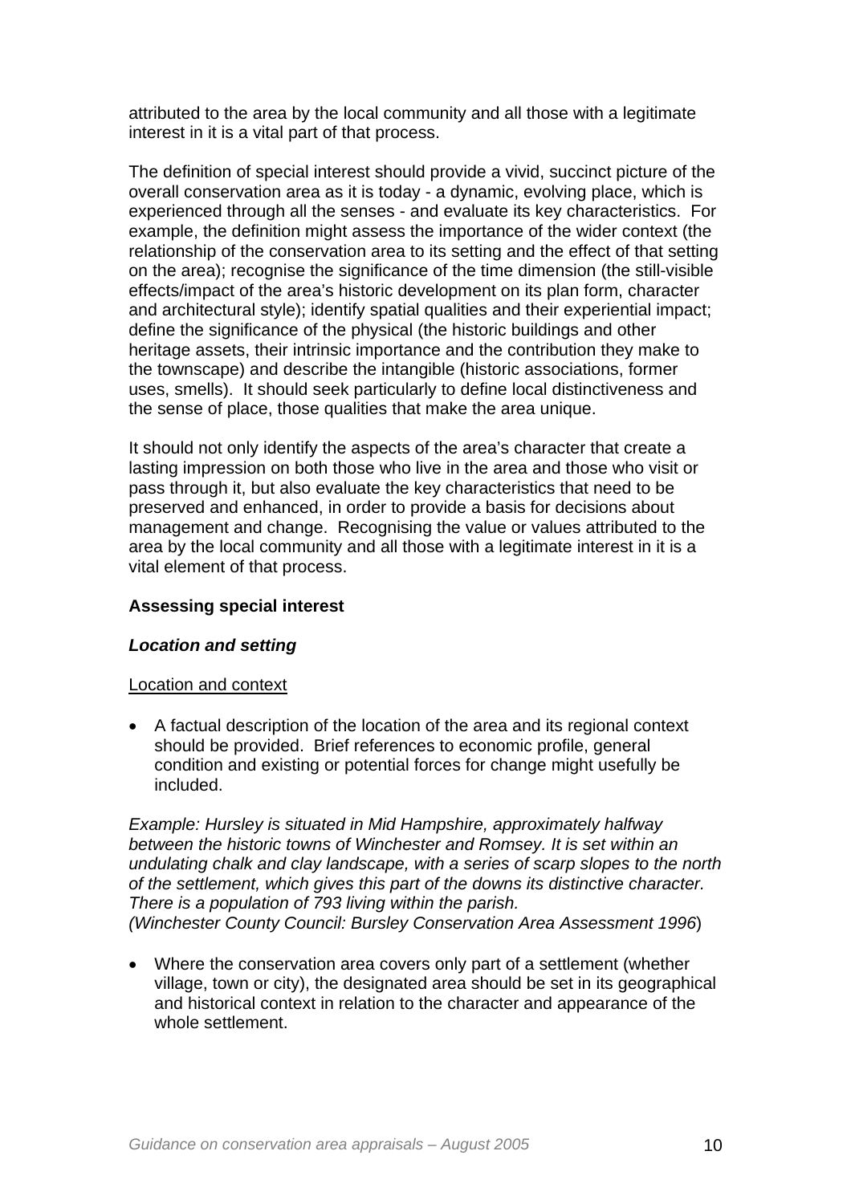attributed to the area by the local community and all those with a legitimate interest in it is a vital part of that process.

The definition of special interest should provide a vivid, succinct picture of the overall conservation area as it is today - a dynamic, evolving place, which is experienced through all the senses - and evaluate its key characteristics. For example, the definition might assess the importance of the wider context (the relationship of the conservation area to its setting and the effect of that setting on the area); recognise the significance of the time dimension (the still-visible effects/impact of the area's historic development on its plan form, character and architectural style); identify spatial qualities and their experiential impact; define the significance of the physical (the historic buildings and other heritage assets, their intrinsic importance and the contribution they make to the townscape) and describe the intangible (historic associations, former uses, smells). It should seek particularly to define local distinctiveness and the sense of place, those qualities that make the area unique.

It should not only identify the aspects of the area's character that create a lasting impression on both those who live in the area and those who visit or pass through it, but also evaluate the key characteristics that need to be preserved and enhanced, in order to provide a basis for decisions about management and change. Recognising the value or values attributed to the area by the local community and all those with a legitimate interest in it is a vital element of that process.

## Assessing special interest

### *Location and setting*

Location and context

- A factual description of the location of the area and its regional context should be provided. Brief references to economic profile, general condition and existing or potential forces for change might usefully be included.

*Example: Hursley is situated in Mid Hampshire, approximately halfway between the historic towns of Winchester and Romsey. It is set within an undulating chalk and clay landscape, with a series of scarp slopes to the north of the settlement, which gives this part of the downs its distinctive character. There is a population of 793 living within the parish.*
*(Winchester County Council: Bursley Conservation Area Assessment 1996*)

- Where the conservation area covers only part of a settlement (whether village, town or city), the designated area should be set in its geographical and historical context in relation to the character and appearance of the whole settlement.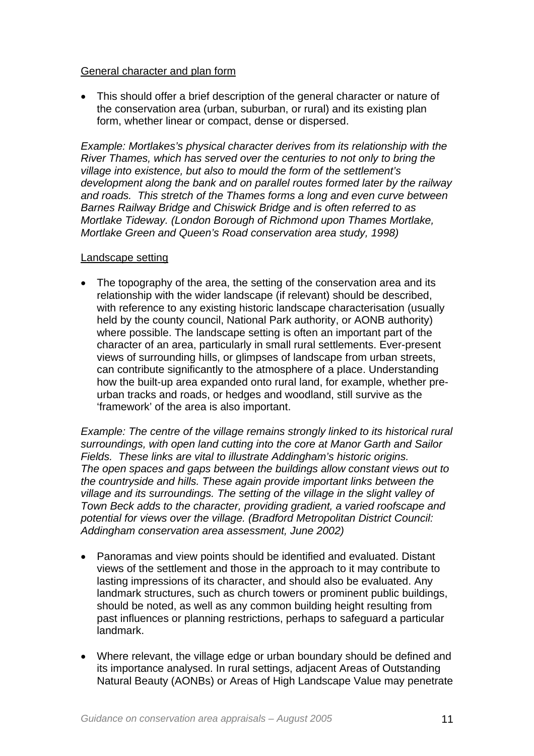General character and plan form

- This should offer a brief description of the general character or nature of the conservation area (urban, suburban, or rural) and its existing plan form, whether linear or compact, dense or dispersed.

*Example: Mortlakes's physical character derives from its relationship with the River Thames, which has served over the centuries to not only to bring the village into existence, but also to mould the form of the settlement's development along the bank and on parallel routes formed later by the railway and roads. This stretch of the Thames forms a long and even curve between Barnes Railway Bridge and Chiswick Bridge and is often referred to as Mortlake Tideway. (London Borough of Richmond upon Thames Mortlake, Mortlake Green and Queen's Road conservation area study, 1998)*

Landscape setting

- The topography of the area, the setting of the conservation area and its relationship with the wider landscape (if relevant) should be described, with reference to any existing historic landscape characterisation (usually held by the county council, National Park authority, or AONB authority) where possible. The landscape setting is often an important part of the character of an area, particularly in small rural settlements. Ever-present views of surrounding hills, or glimpses of landscape from urban streets, can contribute significantly to the atmosphere of a place. Understanding how the built-up area expanded onto rural land, for example, whether pre-urban tracks and roads, or hedges and woodland, still survive as the 'framework' of the area is also important.

*Example: The centre of the village remains strongly linked to its historical rural surroundings, with open land cutting into the core at Manor Garth and Sailor Fields. These links are vital to illustrate Addingham's historic origins. The open spaces and gaps between the buildings allow constant views out to the countryside and hills. These again provide important links between the village and its surroundings. The setting of the village in the slight valley of Town Beck adds to the character, providing gradient, a varied roofscape and potential for views over the village. (Bradford Metropolitan District Council: Addingham conservation area assessment, June 2002)*

- Panoramas and view points should be identified and evaluated. Distant views of the settlement and those in the approach to it may contribute to lasting impressions of its character, and should also be evaluated. Any landmark structures, such as church towers or prominent public buildings, should be noted, as well as any common building height resulting from past influences or planning restrictions, perhaps to safeguard a particular landmark.

- Where relevant, the village edge or urban boundary should be defined and its importance analysed. In rural settings, adjacent Areas of Outstanding Natural Beauty (AONBs) or Areas of High Landscape Value may penetrate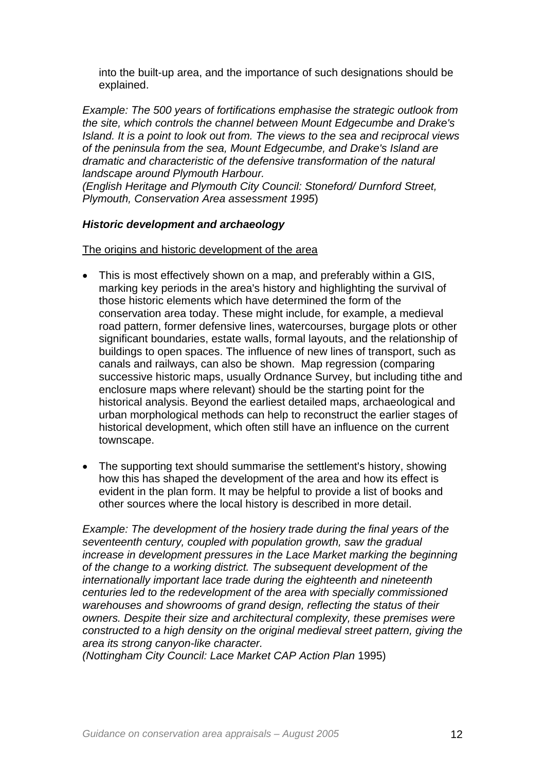into the built-up area, and the importance of such designations should be explained.

*Example: The 500 years of fortifications emphasise the strategic outlook from the site, which controls the channel between Mount Edgecumbe and Drake's Island. It is a point to look out from. The views to the sea and reciprocal views of the peninsula from the sea, Mount Edgecumbe, and Drake's Island are dramatic and characteristic of the defensive transformation of the natural landscape around Plymouth Harbour.*
*(English Heritage and Plymouth City Council: Stoneford/ Durnford Street, Plymouth, Conservation Area assessment 1995*)

***Historic development and archaeology***

The origins and historic development of the area

- This is most effectively shown on a map, and preferably within a GIS, marking key periods in the area's history and highlighting the survival of those historic elements which have determined the form of the conservation area today. These might include, for example, a medieval road pattern, former defensive lines, watercourses, burgage plots or other significant boundaries, estate walls, formal layouts, and the relationship of buildings to open spaces. The influence of new lines of transport, such as canals and railways, can also be shown. Map regression (comparing successive historic maps, usually Ordnance Survey, but including tithe and enclosure maps where relevant) should be the starting point for the historical analysis. Beyond the earliest detailed maps, archaeological and urban morphological methods can help to reconstruct the earlier stages of historical development, which often still have an influence on the current townscape.

- The supporting text should summarise the settlement's history, showing how this has shaped the development of the area and how its effect is evident in the plan form. It may be helpful to provide a list of books and other sources where the local history is described in more detail.

*Example: The development of the hosiery trade during the final years of the seventeenth century, coupled with population growth, saw the gradual increase in development pressures in the Lace Market marking the beginning of the change to a working district. The subsequent development of the internationally important lace trade during the eighteenth and nineteenth centuries led to the redevelopment of the area with specially commissioned warehouses and showrooms of grand design, reflecting the status of their owners. Despite their size and architectural complexity, these premises were constructed to a high density on the original medieval street pattern, giving the area its strong canyon-like character.*
*(Nottingham City Council: Lace Market CAP Action Plan* 1995)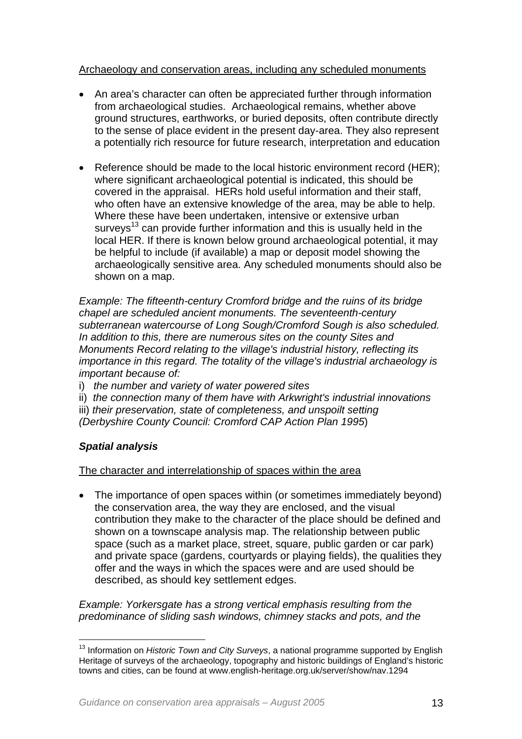Archaeology and conservation areas, including any scheduled monuments

- An area's character can often be appreciated further through information from archaeological studies. Archaeological remains, whether above ground structures, earthworks, or buried deposits, often contribute directly to the sense of place evident in the present day-area. They also represent a potentially rich resource for future research, interpretation and education

- Reference should be made to the local historic environment record (HER); where significant archaeological potential is indicated, this should be covered in the appraisal. HERs hold useful information and their staff, who often have an extensive knowledge of the area, may be able to help. Where these have been undertaken, intensive or extensive urban surveys[13] can provide further information and this is usually held in the local HER. If there is known below ground archaeological potential, it may be helpful to include (if available) a map or deposit model showing the archaeologically sensitive area. Any scheduled monuments should also be shown on a map.

*Example: The fifteenth-century Cromford bridge and the ruins of its bridge chapel are scheduled ancient monuments. The seventeenth-century subterranean watercourse of Long Sough/Cromford Sough is also scheduled. In addition to this, there are numerous sites on the county Sites and Monuments Record relating to the village's industrial history, reflecting its importance in this regard. The totality of the village's industrial archaeology is important because of:*

i) *the number and variety of water powered sites*
ii) *the connection many of them have with Arkwright's industrial innovations*
iii) *their preservation, state of completeness, and unspoilt setting*
*(Derbyshire County Council: Cromford CAP Action Plan 1995*)

***Spatial analysis***

The character and interrelationship of spaces within the area

- The importance of open spaces within (or sometimes immediately beyond) the conservation area, the way they are enclosed, and the visual contribution they make to the character of the place should be defined and shown on a townscape analysis map. The relationship between public space (such as a market place, street, square, public garden or car park) and private space (gardens, courtyards or playing fields), the qualities they offer and the ways in which the spaces were and are used should be described, as should key settlement edges.

*Example: Yorkersgate has a strong vertical emphasis resulting from the predominance of sliding sash windows, chimney stacks and pots, and the*

---

[13] Information on *Historic Town and City Surveys*, a national programme supported by English Heritage of surveys of the archaeology, topography and historic buildings of England's historic towns and cities, can be found at www.english-heritage.org.uk/server/show/nav.1294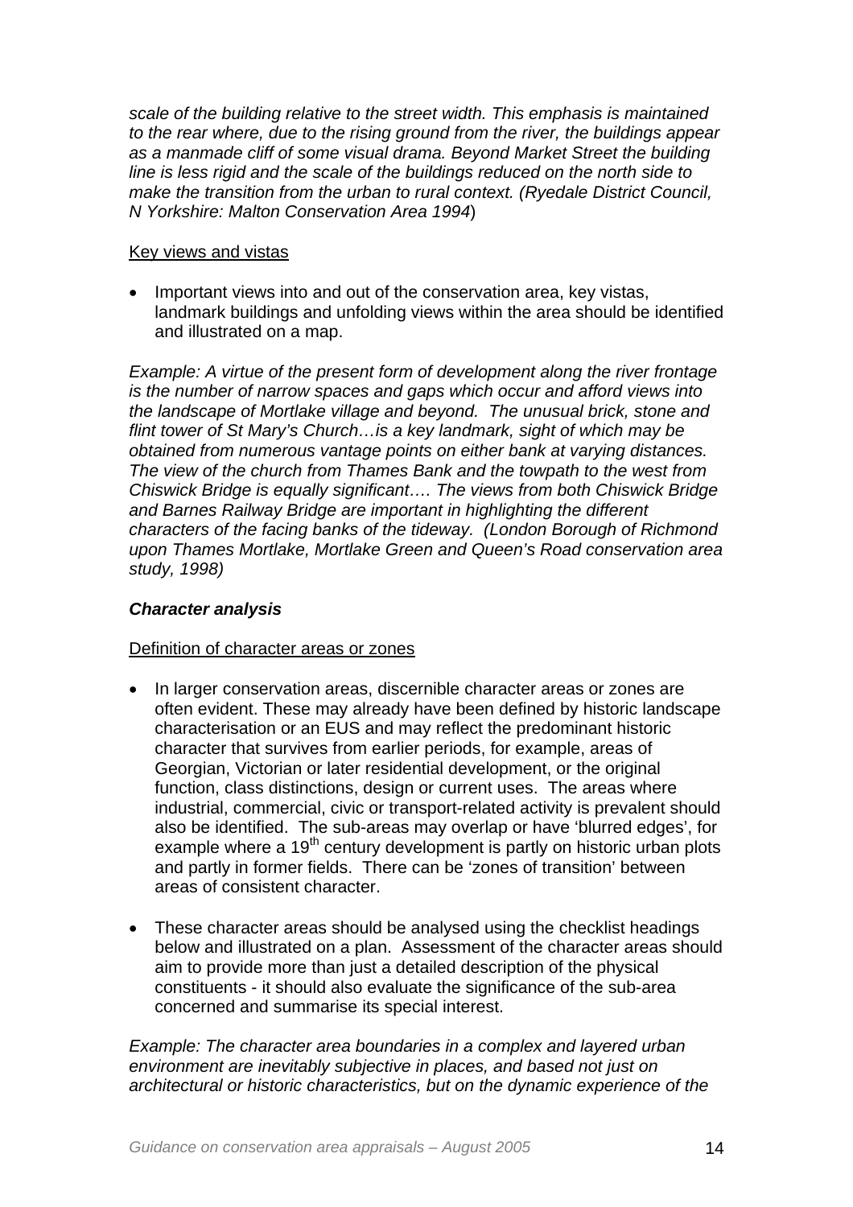*scale of the building relative to the street width. This emphasis is maintained to the rear where, due to the rising ground from the river, the buildings appear as a manmade cliff of some visual drama. Beyond Market Street the building line is less rigid and the scale of the buildings reduced on the north side to make the transition from the urban to rural context. (Ryedale District Council, N Yorkshire: Malton Conservation Area 1994*)

Key views and vistas

- Important views into and out of the conservation area, key vistas, landmark buildings and unfolding views within the area should be identified and illustrated on a map.

*Example: A virtue of the present form of development along the river frontage is the number of narrow spaces and gaps which occur and afford views into the landscape of Mortlake village and beyond. The unusual brick, stone and flint tower of St Mary's Church…is a key landmark, sight of which may be obtained from numerous vantage points on either bank at varying distances. The view of the church from Thames Bank and the towpath to the west from Chiswick Bridge is equally significant…. The views from both Chiswick Bridge and Barnes Railway Bridge are important in highlighting the different characters of the facing banks of the tideway. (London Borough of Richmond upon Thames Mortlake, Mortlake Green and Queen's Road conservation area study, 1998)*

### *Character analysis*

Definition of character areas or zones

- In larger conservation areas, discernible character areas or zones are often evident. These may already have been defined by historic landscape characterisation or an EUS and may reflect the predominant historic character that survives from earlier periods, for example, areas of Georgian, Victorian or later residential development, or the original function, class distinctions, design or current uses. The areas where industrial, commercial, civic or transport-related activity is prevalent should also be identified. The sub-areas may overlap or have 'blurred edges', for example where a 19th century development is partly on historic urban plots and partly in former fields. There can be 'zones of transition' between areas of consistent character.

- These character areas should be analysed using the checklist headings below and illustrated on a plan. Assessment of the character areas should aim to provide more than just a detailed description of the physical constituents - it should also evaluate the significance of the sub-area concerned and summarise its special interest.

*Example: The character area boundaries in a complex and layered urban environment are inevitably subjective in places, and based not just on architectural or historic characteristics, but on the dynamic experience of the*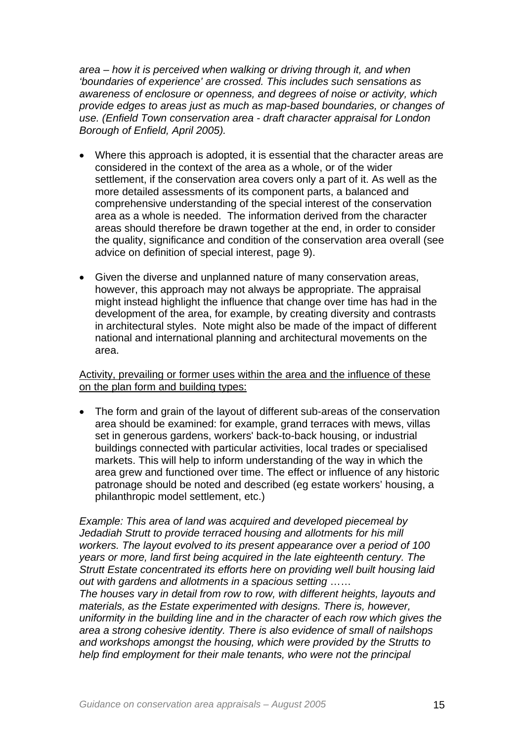*area – how it is perceived when walking or driving through it, and when 'boundaries of experience' are crossed. This includes such sensations as awareness of enclosure or openness, and degrees of noise or activity, which provide edges to areas just as much as map-based boundaries, or changes of use. (Enfield Town conservation area - draft character appraisal for London Borough of Enfield, April 2005).*

- Where this approach is adopted, it is essential that the character areas are considered in the context of the area as a whole, or of the wider settlement, if the conservation area covers only a part of it. As well as the more detailed assessments of its component parts, a balanced and comprehensive understanding of the special interest of the conservation area as a whole is needed. The information derived from the character areas should therefore be drawn together at the end, in order to consider the quality, significance and condition of the conservation area overall (see advice on definition of special interest, page 9).

- Given the diverse and unplanned nature of many conservation areas, however, this approach may not always be appropriate. The appraisal might instead highlight the influence that change over time has had in the development of the area, for example, by creating diversity and contrasts in architectural styles. Note might also be made of the impact of different national and international planning and architectural movements on the area.

<u>Activity, prevailing or former uses within the area and the influence of these on the plan form and building types:</u>

- The form and grain of the layout of different sub-areas of the conservation area should be examined: for example, grand terraces with mews, villas set in generous gardens, workers' back-to-back housing, or industrial buildings connected with particular activities, local trades or specialised markets. This will help to inform understanding of the way in which the area grew and functioned over time. The effect or influence of any historic patronage should be noted and described (eg estate workers' housing, a philanthropic model settlement, etc.)

*Example: This area of land was acquired and developed piecemeal by Jedadiah Strutt to provide terraced housing and allotments for his mill workers. The layout evolved to its present appearance over a period of 100 years or more, land first being acquired in the late eighteenth century. The Strutt Estate concentrated its efforts here on providing well built housing laid out with gardens and allotments in a spacious setting ……*
*The houses vary in detail from row to row, with different heights, layouts and materials, as the Estate experimented with designs. There is, however, uniformity in the building line and in the character of each row which gives the area a strong cohesive identity. There is also evidence of small of nailshops and workshops amongst the housing, which were provided by the Strutts to help find employment for their male tenants, who were not the principal*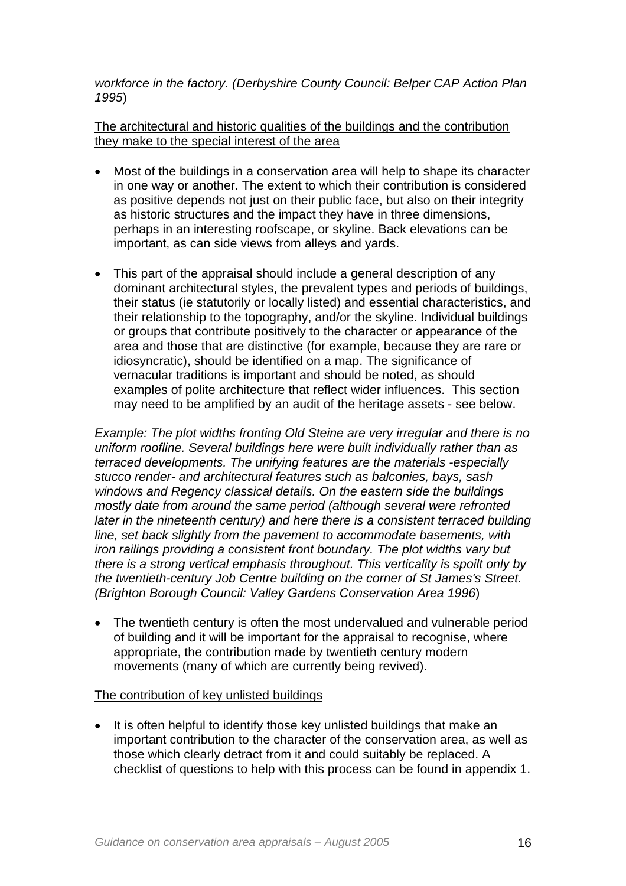*workforce in the factory. (Derbyshire County Council: Belper CAP Action Plan 1995*)

<u>The architectural and historic qualities of the buildings and the contribution they make to the special interest of the area</u>

- Most of the buildings in a conservation area will help to shape its character in one way or another. The extent to which their contribution is considered as positive depends not just on their public face, but also on their integrity as historic structures and the impact they have in three dimensions, perhaps in an interesting roofscape, or skyline. Back elevations can be important, as can side views from alleys and yards.

- This part of the appraisal should include a general description of any dominant architectural styles, the prevalent types and periods of buildings, their status (ie statutorily or locally listed) and essential characteristics, and their relationship to the topography, and/or the skyline. Individual buildings or groups that contribute positively to the character or appearance of the area and those that are distinctive (for example, because they are rare or idiosyncratic), should be identified on a map. The significance of vernacular traditions is important and should be noted, as should examples of polite architecture that reflect wider influences. This section may need to be amplified by an audit of the heritage assets - see below.

*Example: The plot widths fronting Old Steine are very irregular and there is no uniform roofline. Several buildings here were built individually rather than as terraced developments. The unifying features are the materials -especially stucco render- and architectural features such as balconies, bays, sash windows and Regency classical details. On the eastern side the buildings mostly date from around the same period (although several were refronted later in the nineteenth century) and here there is a consistent terraced building line, set back slightly from the pavement to accommodate basements, with iron railings providing a consistent front boundary. The plot widths vary but there is a strong vertical emphasis throughout. This verticality is spoilt only by the twentieth-century Job Centre building on the corner of St James's Street. (Brighton Borough Council: Valley Gardens Conservation Area 1996*)

- The twentieth century is often the most undervalued and vulnerable period of building and it will be important for the appraisal to recognise, where appropriate, the contribution made by twentieth century modern movements (many of which are currently being revived).

<u>The contribution of key unlisted buildings</u>

- It is often helpful to identify those key unlisted buildings that make an important contribution to the character of the conservation area, as well as those which clearly detract from it and could suitably be replaced. A checklist of questions to help with this process can be found in appendix 1.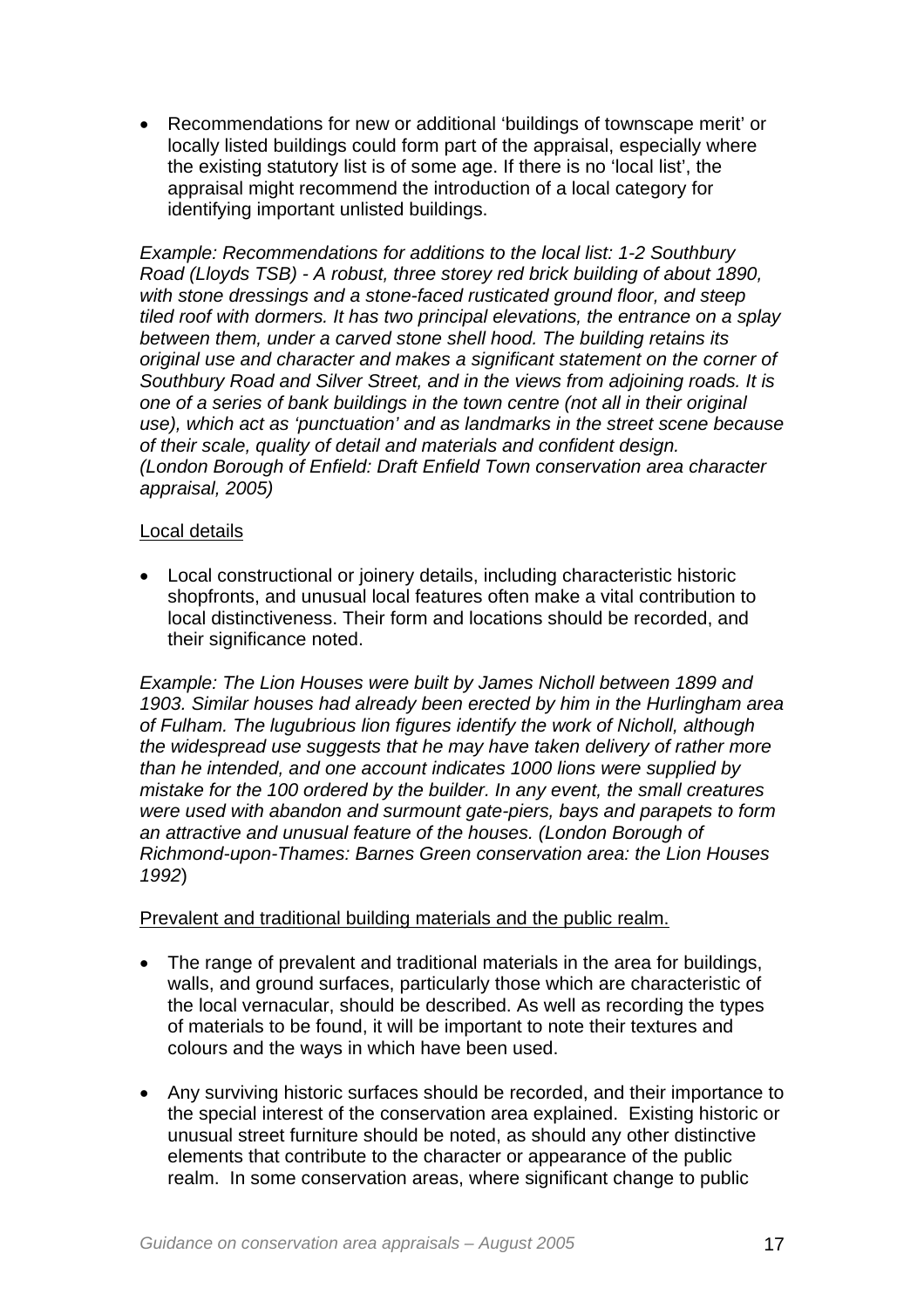- Recommendations for new or additional 'buildings of townscape merit' or locally listed buildings could form part of the appraisal, especially where the existing statutory list is of some age. If there is no 'local list', the appraisal might recommend the introduction of a local category for identifying important unlisted buildings.

*Example: Recommendations for additions to the local list: 1-2 Southbury Road (Lloyds TSB) - A robust, three storey red brick building of about 1890, with stone dressings and a stone-faced rusticated ground floor, and steep tiled roof with dormers. It has two principal elevations, the entrance on a splay between them, under a carved stone shell hood. The building retains its original use and character and makes a significant statement on the corner of Southbury Road and Silver Street, and in the views from adjoining roads. It is one of a series of bank buildings in the town centre (not all in their original use), which act as 'punctuation' and as landmarks in the street scene because of their scale, quality of detail and materials and confident design. (London Borough of Enfield: Draft Enfield Town conservation area character appraisal, 2005)*

<u>Local details</u>

- Local constructional or joinery details, including characteristic historic shopfronts, and unusual local features often make a vital contribution to local distinctiveness. Their form and locations should be recorded, and their significance noted.

*Example: The Lion Houses were built by James Nicholl between 1899 and 1903. Similar houses had already been erected by him in the Hurlingham area of Fulham. The lugubrious lion figures identify the work of Nicholl, although the widespread use suggests that he may have taken delivery of rather more than he intended, and one account indicates 1000 lions were supplied by mistake for the 100 ordered by the builder. In any event, the small creatures were used with abandon and surmount gate-piers, bays and parapets to form an attractive and unusual feature of the houses. (London Borough of Richmond-upon-Thames: Barnes Green conservation area: the Lion Houses 1992)*

<u>Prevalent and traditional building materials and the public realm.</u>

- The range of prevalent and traditional materials in the area for buildings, walls, and ground surfaces, particularly those which are characteristic of the local vernacular, should be described. As well as recording the types of materials to be found, it will be important to note their textures and colours and the ways in which have been used.

- Any surviving historic surfaces should be recorded, and their importance to the special interest of the conservation area explained. Existing historic or unusual street furniture should be noted, as should any other distinctive elements that contribute to the character or appearance of the public realm. In some conservation areas, where significant change to public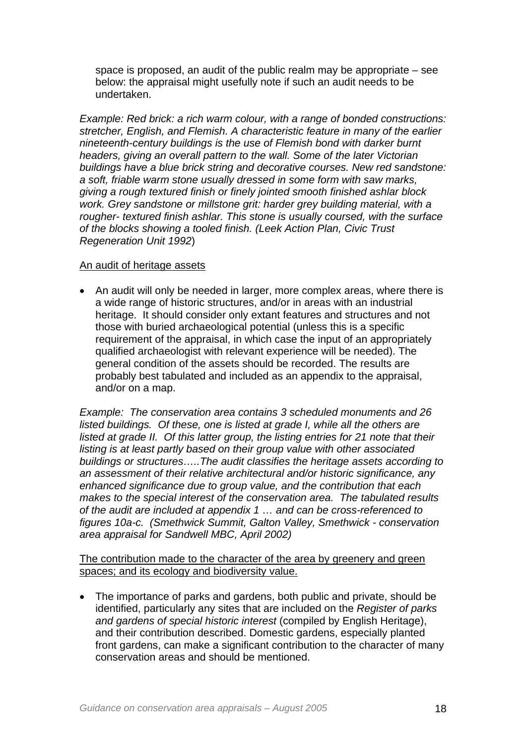space is proposed, an audit of the public realm may be appropriate – see below: the appraisal might usefully note if such an audit needs to be undertaken.

*Example: Red brick: a rich warm colour, with a range of bonded constructions: stretcher, English, and Flemish. A characteristic feature in many of the earlier nineteenth-century buildings is the use of Flemish bond with darker burnt headers, giving an overall pattern to the wall. Some of the later Victorian buildings have a blue brick string and decorative courses. New red sandstone: a soft, friable warm stone usually dressed in some form with saw marks, giving a rough textured finish or finely jointed smooth finished ashlar block work. Grey sandstone or millstone grit: harder grey building material, with a rougher- textured finish ashlar. This stone is usually coursed, with the surface of the blocks showing a tooled finish. (Leek Action Plan, Civic Trust Regeneration Unit 1992*)

<u>An audit of heritage assets</u>

- An audit will only be needed in larger, more complex areas, where there is a wide range of historic structures, and/or in areas with an industrial heritage. It should consider only extant features and structures and not those with buried archaeological potential (unless this is a specific requirement of the appraisal, in which case the input of an appropriately qualified archaeologist with relevant experience will be needed). The general condition of the assets should be recorded. The results are probably best tabulated and included as an appendix to the appraisal, and/or on a map.

*Example: The conservation area contains 3 scheduled monuments and 26 listed buildings. Of these, one is listed at grade I, while all the others are listed at grade II. Of this latter group, the listing entries for 21 note that their listing is at least partly based on their group value with other associated buildings or structures…..The audit classifies the heritage assets according to an assessment of their relative architectural and/or historic significance, any enhanced significance due to group value, and the contribution that each makes to the special interest of the conservation area. The tabulated results of the audit are included at appendix 1 … and can be cross-referenced to figures 10a-c. (Smethwick Summit, Galton Valley, Smethwick - conservation area appraisal for Sandwell MBC, April 2002)*

<u>The contribution made to the character of the area by greenery and green spaces; and its ecology and biodiversity value.</u>

- The importance of parks and gardens, both public and private, should be identified, particularly any sites that are included on the *Register of parks and gardens of special historic interest* (compiled by English Heritage), and their contribution described. Domestic gardens, especially planted front gardens, can make a significant contribution to the character of many conservation areas and should be mentioned.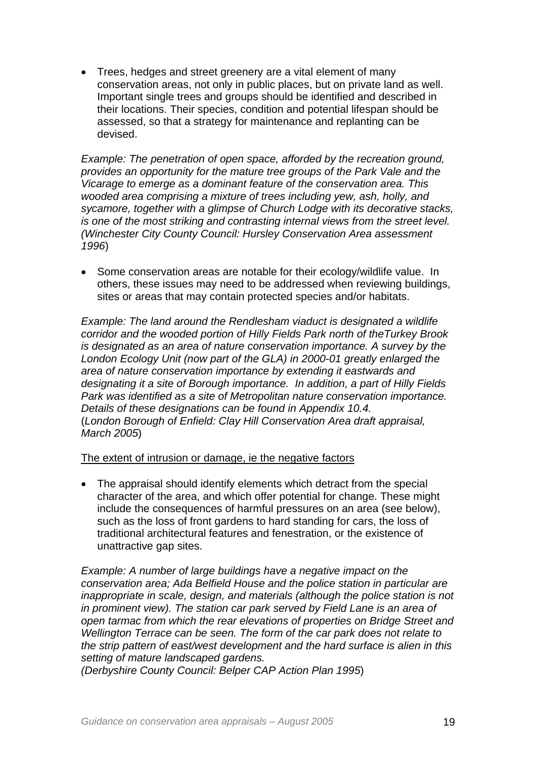- Trees, hedges and street greenery are a vital element of many conservation areas, not only in public places, but on private land as well. Important single trees and groups should be identified and described in their locations. Their species, condition and potential lifespan should be assessed, so that a strategy for maintenance and replanting can be devised.

*Example: The penetration of open space, afforded by the recreation ground, provides an opportunity for the mature tree groups of the Park Vale and the Vicarage to emerge as a dominant feature of the conservation area. This wooded area comprising a mixture of trees including yew, ash, holly, and sycamore, together with a glimpse of Church Lodge with its decorative stacks, is one of the most striking and contrasting internal views from the street level. (Winchester City County Council: Hursley Conservation Area assessment 1996*)

- Some conservation areas are notable for their ecology/wildlife value. In others, these issues may need to be addressed when reviewing buildings, sites or areas that may contain protected species and/or habitats.

*Example: The land around the Rendlesham viaduct is designated a wildlife corridor and the wooded portion of Hilly Fields Park north of theTurkey Brook is designated as an area of nature conservation importance. A survey by the London Ecology Unit (now part of the GLA) in 2000-01 greatly enlarged the area of nature conservation importance by extending it eastwards and designating it a site of Borough importance. In addition, a part of Hilly Fields Park was identified as a site of Metropolitan nature conservation importance. Details of these designations can be found in Appendix 10.4.*
(*London Borough of Enfield: Clay Hill Conservation Area draft appraisal, March 2005*)

<u>The extent of intrusion or damage, ie the negative factors</u>

- The appraisal should identify elements which detract from the special character of the area, and which offer potential for change. These might include the consequences of harmful pressures on an area (see below), such as the loss of front gardens to hard standing for cars, the loss of traditional architectural features and fenestration, or the existence of unattractive gap sites.

*Example: A number of large buildings have a negative impact on the conservation area; Ada Belfield House and the police station in particular are inappropriate in scale, design, and materials (although the police station is not in prominent view). The station car park served by Field Lane is an area of open tarmac from which the rear elevations of properties on Bridge Street and Wellington Terrace can be seen. The form of the car park does not relate to the strip pattern of east/west development and the hard surface is alien in this setting of mature landscaped gardens.*
*(Derbyshire County Council: Belper CAP Action Plan 1995*)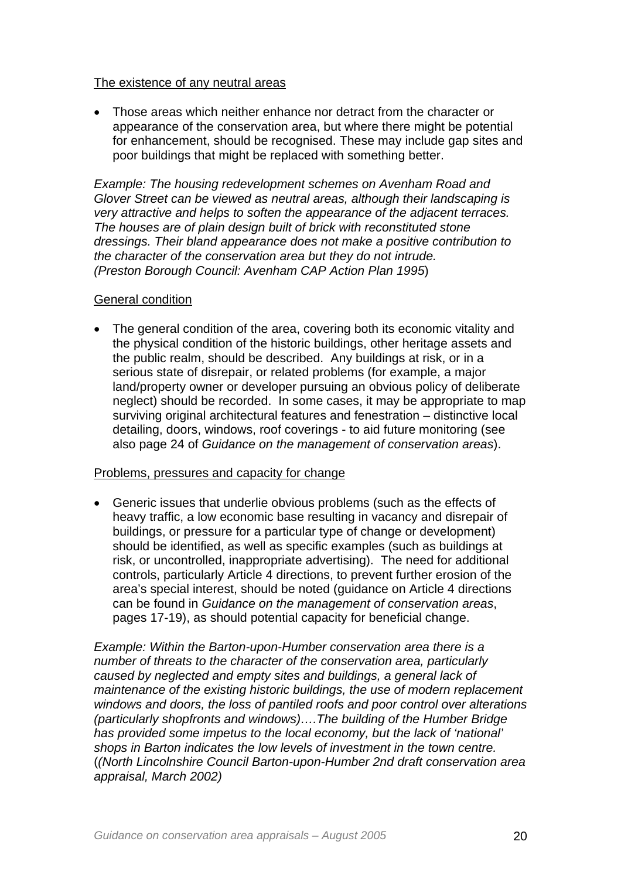<u>The existence of any neutral areas</u>

- Those areas which neither enhance nor detract from the character or appearance of the conservation area, but where there might be potential for enhancement, should be recognised. These may include gap sites and poor buildings that might be replaced with something better.

*Example: The housing redevelopment schemes on Avenham Road and Glover Street can be viewed as neutral areas, although their landscaping is very attractive and helps to soften the appearance of the adjacent terraces. The houses are of plain design built of brick with reconstituted stone dressings. Their bland appearance does not make a positive contribution to the character of the conservation area but they do not intrude. (Preston Borough Council: Avenham CAP Action Plan 1995*)

<u>General condition</u>

- The general condition of the area, covering both its economic vitality and the physical condition of the historic buildings, other heritage assets and the public realm, should be described. Any buildings at risk, or in a serious state of disrepair, or related problems (for example, a major land/property owner or developer pursuing an obvious policy of deliberate neglect) should be recorded. In some cases, it may be appropriate to map surviving original architectural features and fenestration – distinctive local detailing, doors, windows, roof coverings - to aid future monitoring (see also page 24 of *Guidance on the management of conservation areas*).

<u>Problems, pressures and capacity for change</u>

- Generic issues that underlie obvious problems (such as the effects of heavy traffic, a low economic base resulting in vacancy and disrepair of buildings, or pressure for a particular type of change or development) should be identified, as well as specific examples (such as buildings at risk, or uncontrolled, inappropriate advertising). The need for additional controls, particularly Article 4 directions, to prevent further erosion of the area's special interest, should be noted (guidance on Article 4 directions can be found in *Guidance on the management of conservation areas*, pages 17-19), as should potential capacity for beneficial change.

*Example: Within the Barton-upon-Humber conservation area there is a number of threats to the character of the conservation area, particularly caused by neglected and empty sites and buildings, a general lack of maintenance of the existing historic buildings, the use of modern replacement windows and doors, the loss of pantiled roofs and poor control over alterations (particularly shopfronts and windows)….The building of the Humber Bridge has provided some impetus to the local economy, but the lack of 'national' shops in Barton indicates the low levels of investment in the town centre.* (*(North Lincolnshire Council Barton-upon-Humber 2nd draft conservation area appraisal, March 2002)*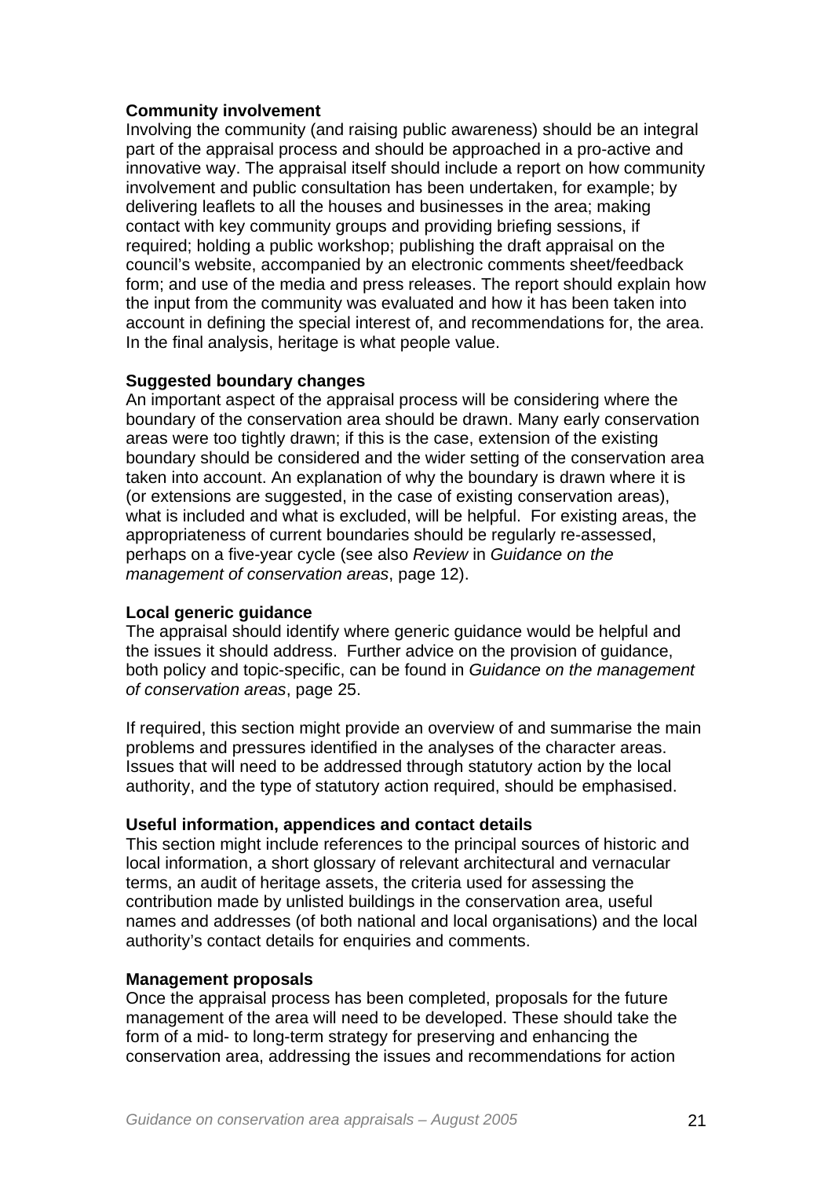**Community involvement**

Involving the community (and raising public awareness) should be an integral part of the appraisal process and should be approached in a pro-active and innovative way. The appraisal itself should include a report on how community involvement and public consultation has been undertaken, for example; by delivering leaflets to all the houses and businesses in the area; making contact with key community groups and providing briefing sessions, if required; holding a public workshop; publishing the draft appraisal on the council's website, accompanied by an electronic comments sheet/feedback form; and use of the media and press releases. The report should explain how the input from the community was evaluated and how it has been taken into account in defining the special interest of, and recommendations for, the area. In the final analysis, heritage is what people value.

**Suggested boundary changes**

An important aspect of the appraisal process will be considering where the boundary of the conservation area should be drawn. Many early conservation areas were too tightly drawn; if this is the case, extension of the existing boundary should be considered and the wider setting of the conservation area taken into account. An explanation of why the boundary is drawn where it is (or extensions are suggested, in the case of existing conservation areas), what is included and what is excluded, will be helpful. For existing areas, the appropriateness of current boundaries should be regularly re-assessed, perhaps on a five-year cycle (see also *Review* in *Guidance on the management of conservation areas*, page 12).

**Local generic guidance**

The appraisal should identify where generic guidance would be helpful and the issues it should address. Further advice on the provision of guidance, both policy and topic-specific, can be found in *Guidance on the management of conservation areas*, page 25.

If required, this section might provide an overview of and summarise the main problems and pressures identified in the analyses of the character areas. Issues that will need to be addressed through statutory action by the local authority, and the type of statutory action required, should be emphasised.

**Useful information, appendices and contact details**

This section might include references to the principal sources of historic and local information, a short glossary of relevant architectural and vernacular terms, an audit of heritage assets, the criteria used for assessing the contribution made by unlisted buildings in the conservation area, useful names and addresses (of both national and local organisations) and the local authority's contact details for enquiries and comments.

**Management proposals**

Once the appraisal process has been completed, proposals for the future management of the area will need to be developed. These should take the form of a mid- to long-term strategy for preserving and enhancing the conservation area, addressing the issues and recommendations for action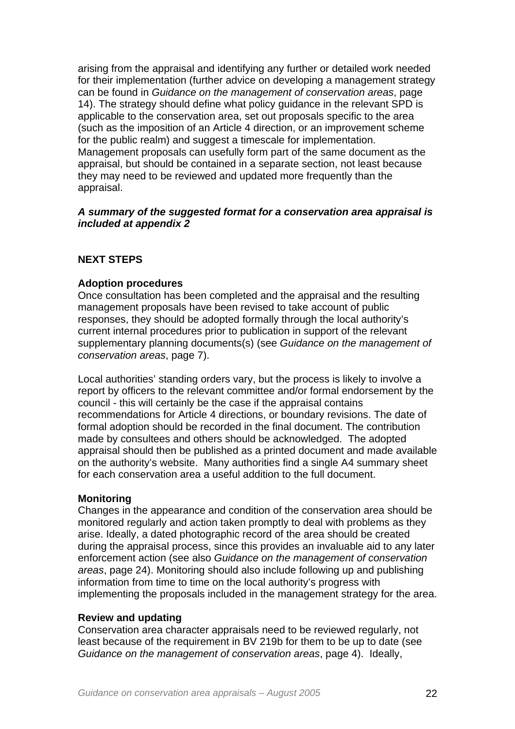arising from the appraisal and identifying any further or detailed work needed for their implementation (further advice on developing a management strategy can be found in *Guidance on the management of conservation areas*, page 14). The strategy should define what policy guidance in the relevant SPD is applicable to the conservation area, set out proposals specific to the area (such as the imposition of an Article 4 direction, or an improvement scheme for the public realm) and suggest a timescale for implementation. Management proposals can usefully form part of the same document as the appraisal, but should be contained in a separate section, not least because they may need to be reviewed and updated more frequently than the appraisal.

***A summary of the suggested format for a conservation area appraisal is included at appendix 2***

## NEXT STEPS

### Adoption procedures

Once consultation has been completed and the appraisal and the resulting management proposals have been revised to take account of public responses, they should be adopted formally through the local authority's current internal procedures prior to publication in support of the relevant supplementary planning documents(s) (see *Guidance on the management of conservation areas*, page 7).

Local authorities' standing orders vary, but the process is likely to involve a report by officers to the relevant committee and/or formal endorsement by the council - this will certainly be the case if the appraisal contains recommendations for Article 4 directions, or boundary revisions. The date of formal adoption should be recorded in the final document. The contribution made by consultees and others should be acknowledged. The adopted appraisal should then be published as a printed document and made available on the authority's website. Many authorities find a single A4 summary sheet for each conservation area a useful addition to the full document.

### Monitoring

Changes in the appearance and condition of the conservation area should be monitored regularly and action taken promptly to deal with problems as they arise. Ideally, a dated photographic record of the area should be created during the appraisal process, since this provides an invaluable aid to any later enforcement action (see also *Guidance on the management of conservation areas*, page 24). Monitoring should also include following up and publishing information from time to time on the local authority's progress with implementing the proposals included in the management strategy for the area.

### Review and updating

Conservation area character appraisals need to be reviewed regularly, not least because of the requirement in BV 219b for them to be up to date (see *Guidance on the management of conservation areas*, page 4). Ideally,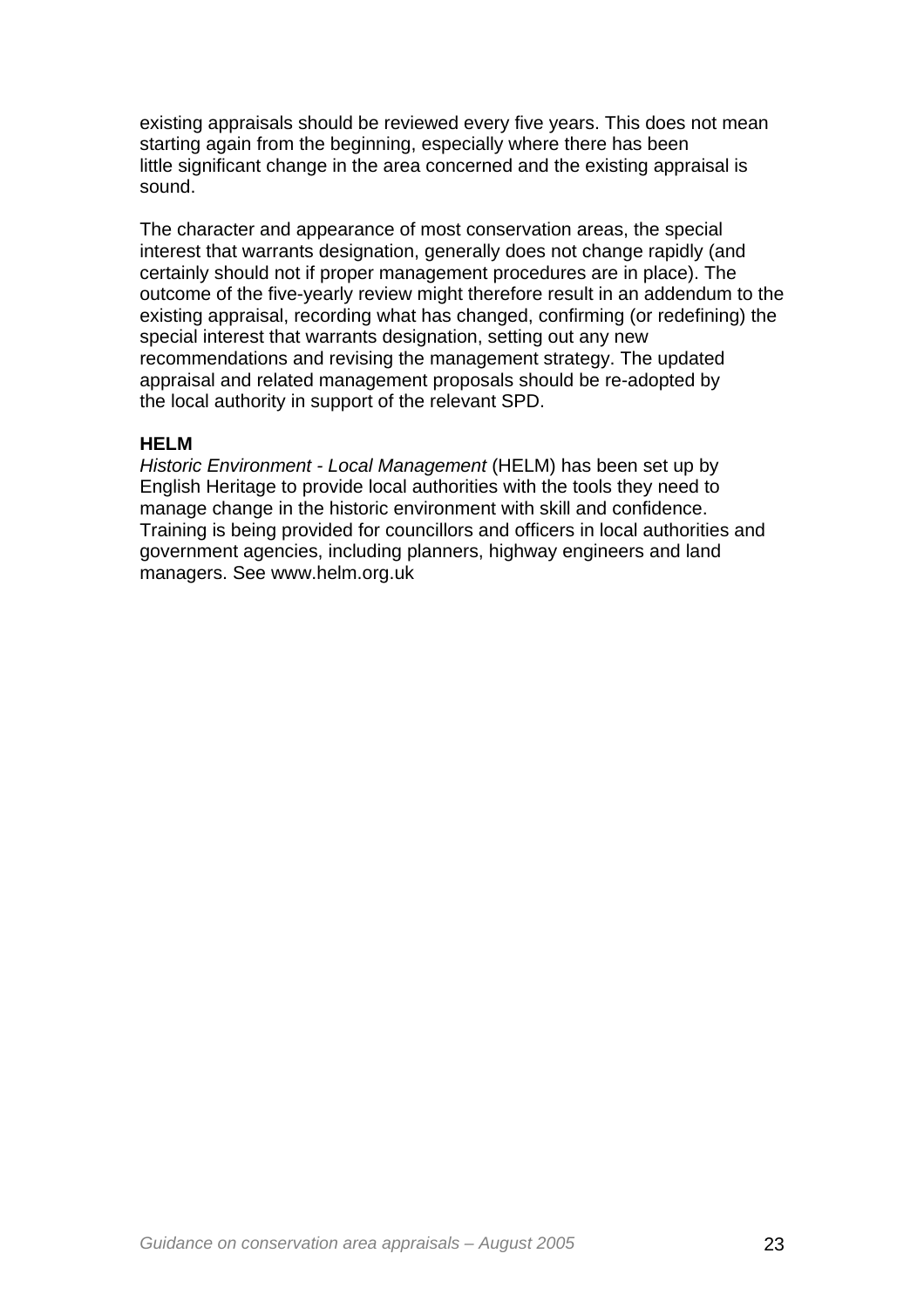existing appraisals should be reviewed every five years. This does not mean starting again from the beginning, especially where there has been little significant change in the area concerned and the existing appraisal is sound.

The character and appearance of most conservation areas, the special interest that warrants designation, generally does not change rapidly (and certainly should not if proper management procedures are in place). The outcome of the five-yearly review might therefore result in an addendum to the existing appraisal, recording what has changed, confirming (or redefining) the special interest that warrants designation, setting out any new recommendations and revising the management strategy. The updated appraisal and related management proposals should be re-adopted by the local authority in support of the relevant SPD.

**HELM**

*Historic Environment - Local Management* (HELM) has been set up by English Heritage to provide local authorities with the tools they need to manage change in the historic environment with skill and confidence. Training is being provided for councillors and officers in local authorities and government agencies, including planners, highway engineers and land managers. See www.helm.org.uk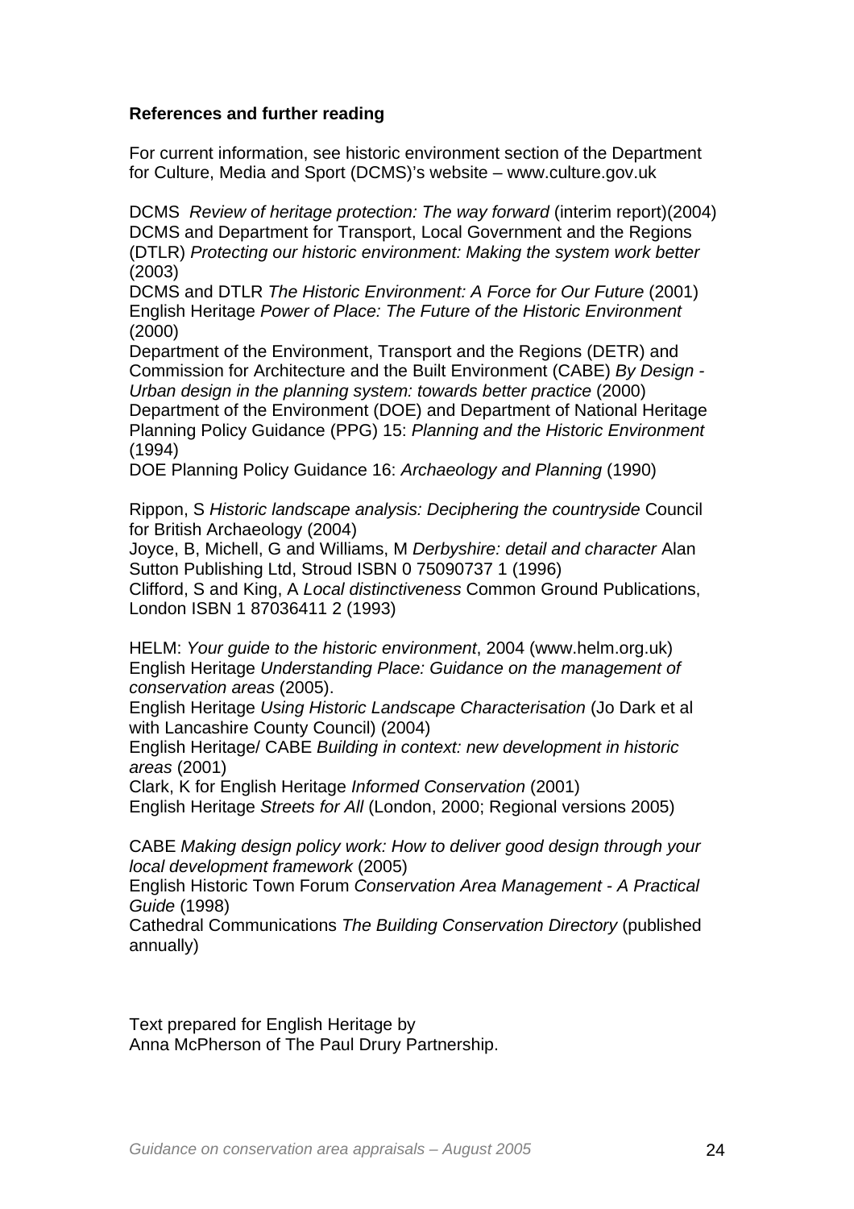**References and further reading**

For current information, see historic environment section of the Department for Culture, Media and Sport (DCMS)'s website – www.culture.gov.uk

DCMS *Review of heritage protection: The way forward* (interim report)(2004)
DCMS and Department for Transport, Local Government and the Regions (DTLR) *Protecting our historic environment: Making the system work better* (2003)
DCMS and DTLR *The Historic Environment: A Force for Our Future* (2001)
English Heritage *Power of Place: The Future of the Historic Environment* (2000)
Department of the Environment, Transport and the Regions (DETR) and Commission for Architecture and the Built Environment (CABE) *By Design - Urban design in the planning system: towards better practice* (2000)
Department of the Environment (DOE) and Department of National Heritage Planning Policy Guidance (PPG) 15: *Planning and the Historic Environment* (1994)
DOE Planning Policy Guidance 16: *Archaeology and Planning* (1990)

Rippon, S *Historic landscape analysis: Deciphering the countryside* Council for British Archaeology (2004)
Joyce, B, Michell, G and Williams, M *Derbyshire: detail and character* Alan Sutton Publishing Ltd, Stroud ISBN 0 75090737 1 (1996)
Clifford, S and King, A *Local distinctiveness* Common Ground Publications, London ISBN 1 87036411 2 (1993)

HELM: *Your guide to the historic environment*, 2004 (www.helm.org.uk)
English Heritage *Understanding Place: Guidance on the management of conservation areas* (2005).
English Heritage *Using Historic Landscape Characterisation* (Jo Dark et al with Lancashire County Council) (2004)
English Heritage/ CABE *Building in context: new development in historic areas* (2001)
Clark, K for English Heritage *Informed Conservation* (2001)
English Heritage *Streets for All* (London, 2000; Regional versions 2005)

CABE *Making design policy work: How to deliver good design through your local development framework* (2005)
English Historic Town Forum *Conservation Area Management - A Practical Guide* (1998)
Cathedral Communications *The Building Conservation Directory* (published annually)

Text prepared for English Heritage by
Anna McPherson of The Paul Drury Partnership.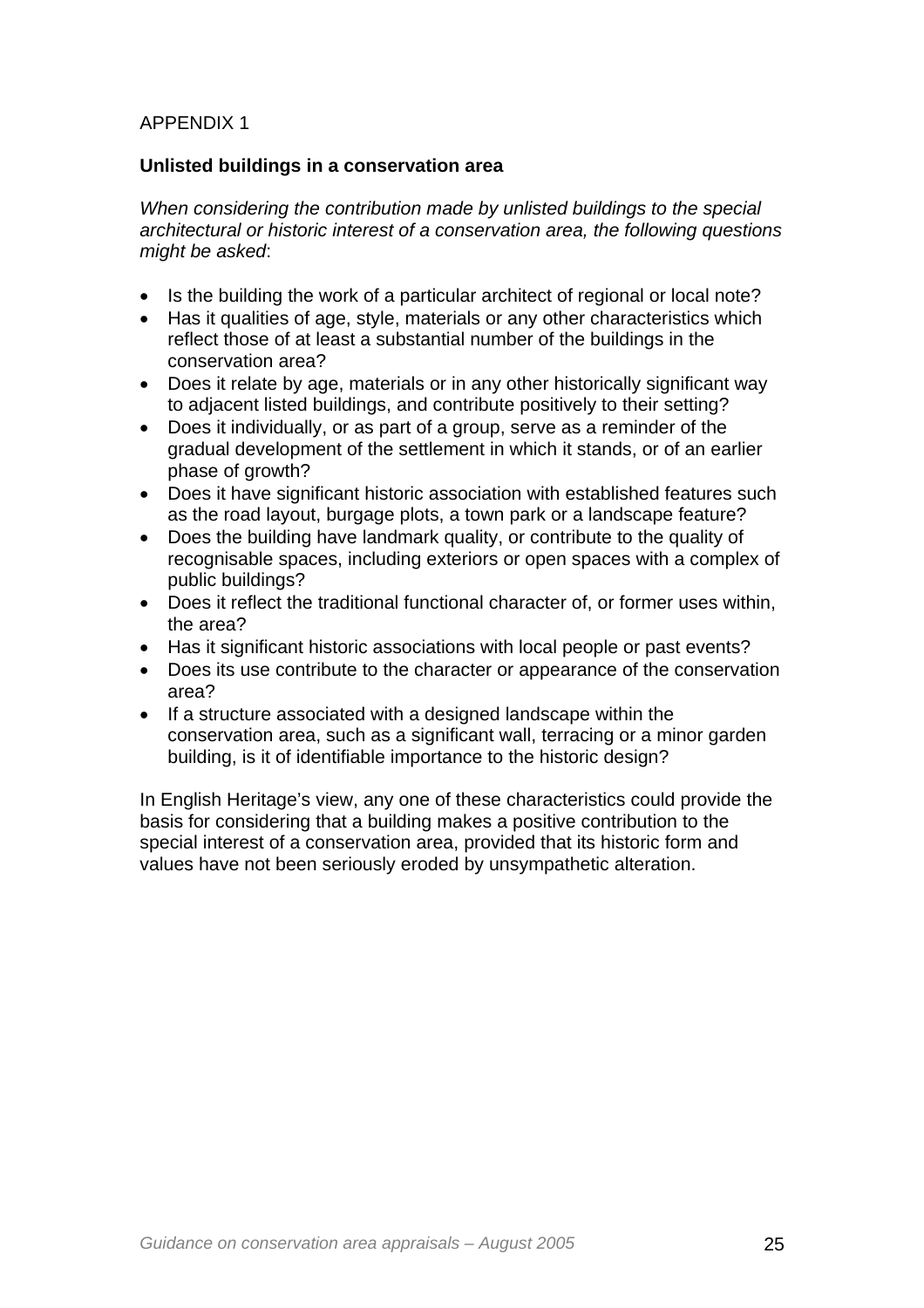APPENDIX 1

**Unlisted buildings in a conservation area**

*When considering the contribution made by unlisted buildings to the special architectural or historic interest of a conservation area, the following questions might be asked*:

- Is the building the work of a particular architect of regional or local note?
- Has it qualities of age, style, materials or any other characteristics which reflect those of at least a substantial number of the buildings in the conservation area?
- Does it relate by age, materials or in any other historically significant way to adjacent listed buildings, and contribute positively to their setting?
- Does it individually, or as part of a group, serve as a reminder of the gradual development of the settlement in which it stands, or of an earlier phase of growth?
- Does it have significant historic association with established features such as the road layout, burgage plots, a town park or a landscape feature?
- Does the building have landmark quality, or contribute to the quality of recognisable spaces, including exteriors or open spaces with a complex of public buildings?
- Does it reflect the traditional functional character of, or former uses within, the area?
- Has it significant historic associations with local people or past events?
- Does its use contribute to the character or appearance of the conservation area?
- If a structure associated with a designed landscape within the conservation area, such as a significant wall, terracing or a minor garden building, is it of identifiable importance to the historic design?

In English Heritage's view, any one of these characteristics could provide the basis for considering that a building makes a positive contribution to the special interest of a conservation area, provided that its historic form and values have not been seriously eroded by unsympathetic alteration.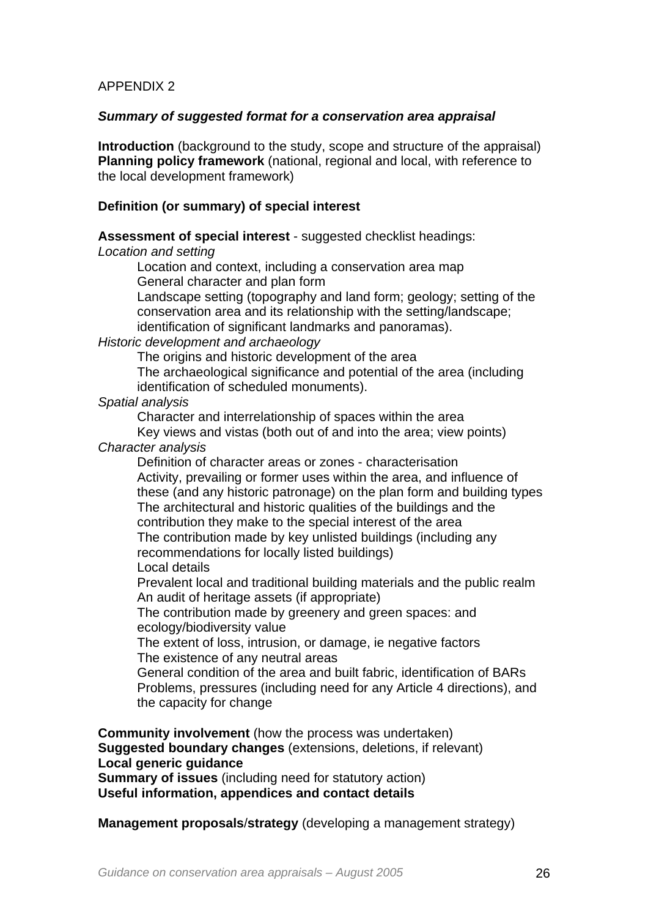APPENDIX 2

***Summary of suggested format for a conservation area appraisal***

**Introduction** (background to the study, scope and structure of the appraisal)
**Planning policy framework** (national, regional and local, with reference to the local development framework)

**Definition (or summary) of special interest**

**Assessment of special interest** - suggested checklist headings:

*Location and setting*

- Location and context, including a conservation area map
- General character and plan form
- Landscape setting (topography and land form; geology; setting of the conservation area and its relationship with the setting/landscape; identification of significant landmarks and panoramas).

*Historic development and archaeology*

- The origins and historic development of the area
- The archaeological significance and potential of the area (including identification of scheduled monuments).

*Spatial analysis*

- Character and interrelationship of spaces within the area
- Key views and vistas (both out of and into the area; view points)

*Character analysis*

- Definition of character areas or zones - characterisation
- Activity, prevailing or former uses within the area, and influence of these (and any historic patronage) on the plan form and building types
- The architectural and historic qualities of the buildings and the contribution they make to the special interest of the area
- The contribution made by key unlisted buildings (including any recommendations for locally listed buildings)
- Local details
- Prevalent local and traditional building materials and the public realm
- An audit of heritage assets (if appropriate)
- The contribution made by greenery and green spaces: and ecology/biodiversity value
- The extent of loss, intrusion, or damage, ie negative factors
- The existence of any neutral areas
- General condition of the area and built fabric, identification of BARs
- Problems, pressures (including need for any Article 4 directions), and the capacity for change

**Community involvement** (how the process was undertaken)
**Suggested boundary changes** (extensions, deletions, if relevant)
**Local generic guidance**
**Summary of issues** (including need for statutory action)
**Useful information, appendices and contact details**

**Management proposals**/**strategy** (developing a management strategy)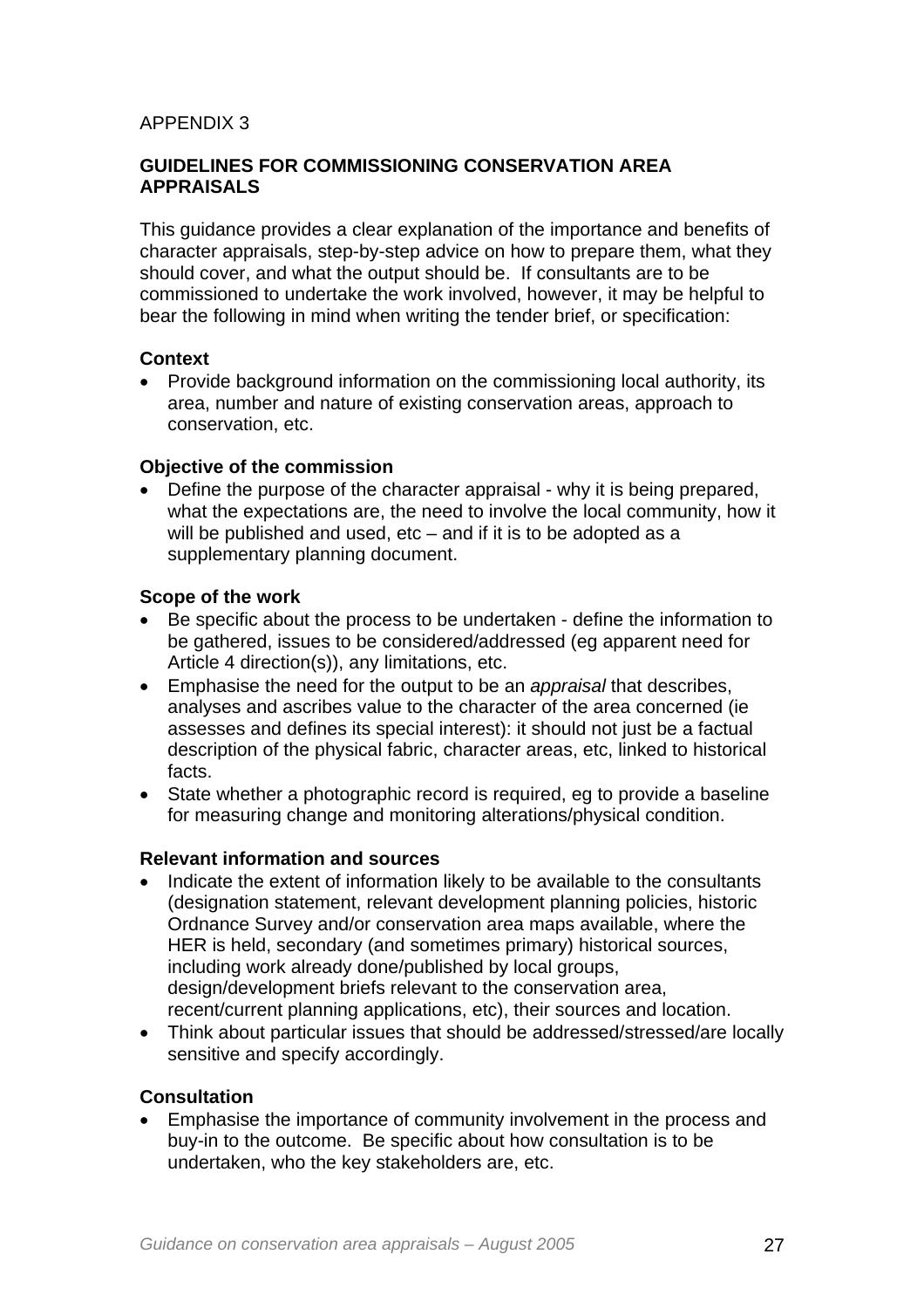APPENDIX 3

## GUIDELINES FOR COMMISSIONING CONSERVATION AREA APPRAISALS

This guidance provides a clear explanation of the importance and benefits of character appraisals, step-by-step advice on how to prepare them, what they should cover, and what the output should be. If consultants are to be commissioned to undertake the work involved, however, it may be helpful to bear the following in mind when writing the tender brief, or specification:

### Context

- Provide background information on the commissioning local authority, its area, number and nature of existing conservation areas, approach to conservation, etc.

### Objective of the commission

- Define the purpose of the character appraisal - why it is being prepared, what the expectations are, the need to involve the local community, how it will be published and used, etc – and if it is to be adopted as a supplementary planning document.

### Scope of the work

- Be specific about the process to be undertaken - define the information to be gathered, issues to be considered/addressed (eg apparent need for Article 4 direction(s)), any limitations, etc.
- Emphasise the need for the output to be an *appraisal* that describes, analyses and ascribes value to the character of the area concerned (ie assesses and defines its special interest): it should not just be a factual description of the physical fabric, character areas, etc, linked to historical facts.
- State whether a photographic record is required, eg to provide a baseline for measuring change and monitoring alterations/physical condition.

### Relevant information and sources

- Indicate the extent of information likely to be available to the consultants (designation statement, relevant development planning policies, historic Ordnance Survey and/or conservation area maps available, where the HER is held, secondary (and sometimes primary) historical sources, including work already done/published by local groups, design/development briefs relevant to the conservation area, recent/current planning applications, etc), their sources and location.
- Think about particular issues that should be addressed/stressed/are locally sensitive and specify accordingly.

### Consultation

- Emphasise the importance of community involvement in the process and buy-in to the outcome. Be specific about how consultation is to be undertaken, who the key stakeholders are, etc.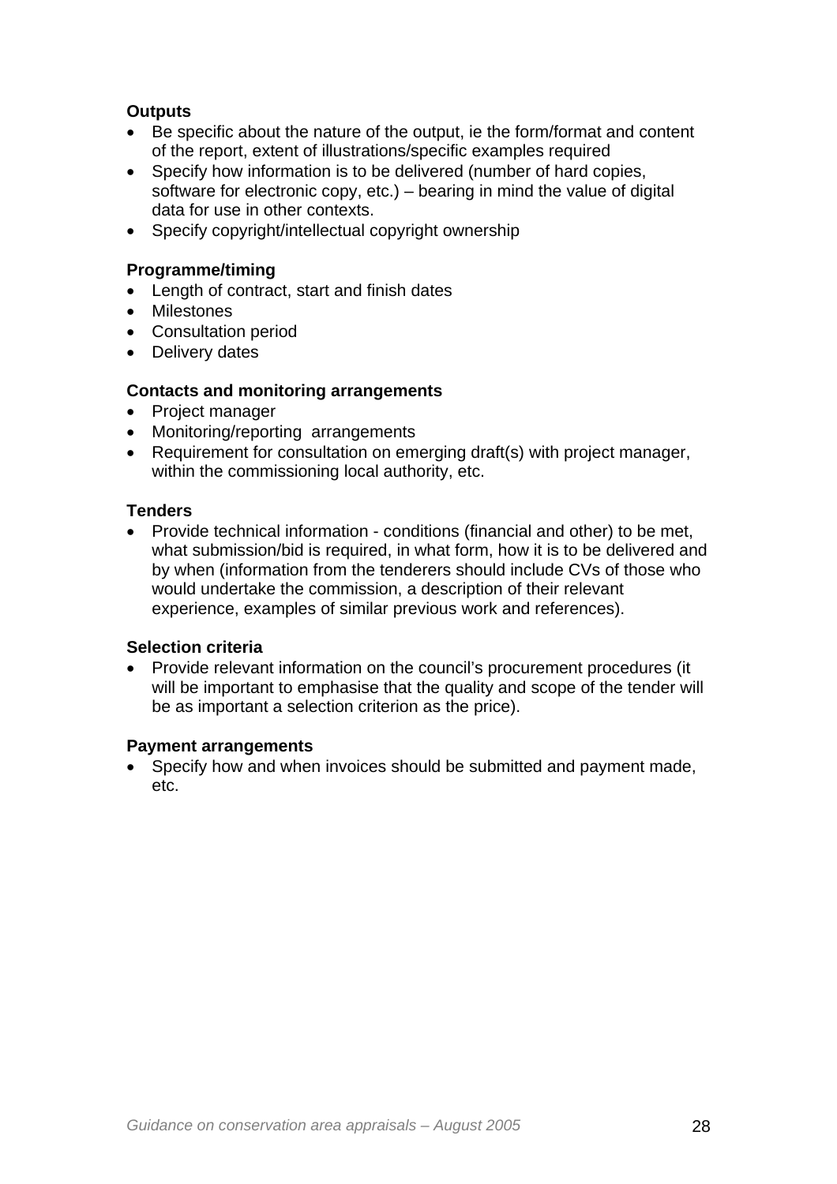**Outputs**

- Be specific about the nature of the output, ie the form/format and content of the report, extent of illustrations/specific examples required
- Specify how information is to be delivered (number of hard copies, software for electronic copy, etc.) – bearing in mind the value of digital data for use in other contexts.
- Specify copyright/intellectual copyright ownership

**Programme/timing**

- Length of contract, start and finish dates
- Milestones
- Consultation period
- Delivery dates

**Contacts and monitoring arrangements**

- Project manager
- Monitoring/reporting arrangements
- Requirement for consultation on emerging draft(s) with project manager, within the commissioning local authority, etc.

**Tenders**

- Provide technical information - conditions (financial and other) to be met, what submission/bid is required, in what form, how it is to be delivered and by when (information from the tenderers should include CVs of those who would undertake the commission, a description of their relevant experience, examples of similar previous work and references).

**Selection criteria**

- Provide relevant information on the council's procurement procedures (it will be important to emphasise that the quality and scope of the tender will be as important a selection criterion as the price).

**Payment arrangements**

- Specify how and when invoices should be submitted and payment made, etc.